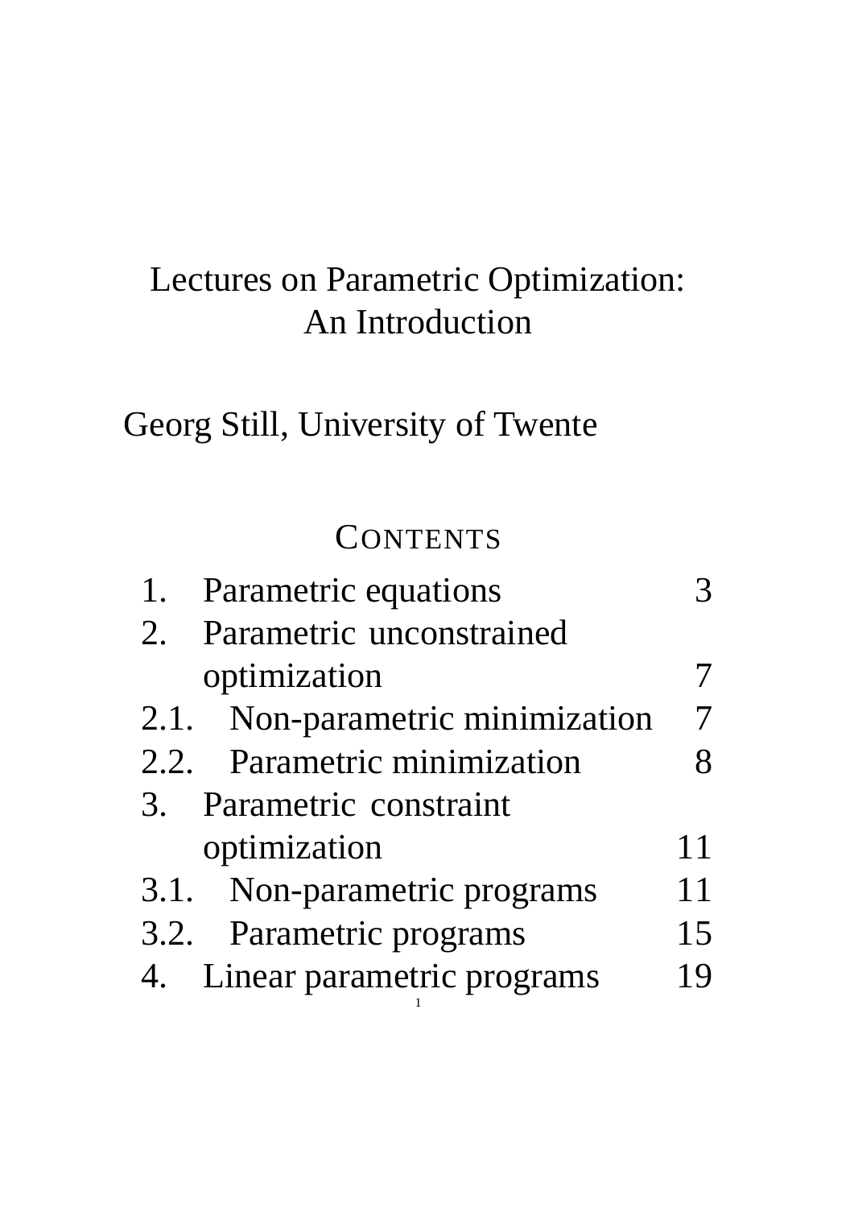# Lectures on Parametric Optimization: An Introduction

Georg Still, University of Twente

## CONTENTS

| | | |
|---|---|---|
| 1. | Parametric equations | 3 |
| 2. | Parametric unconstrained optimization | 7 |
| 2.1. | Non-parametric minimization | 7 |
| 2.2. | Parametric minimization | 8 |
| 3. | Parametric constraint optimization | 11 |
| 3.1. | Non-parametric programs | 11 |
| 3.2. | Parametric programs | 15 |
| 4. | Linear parametric programs | 19 |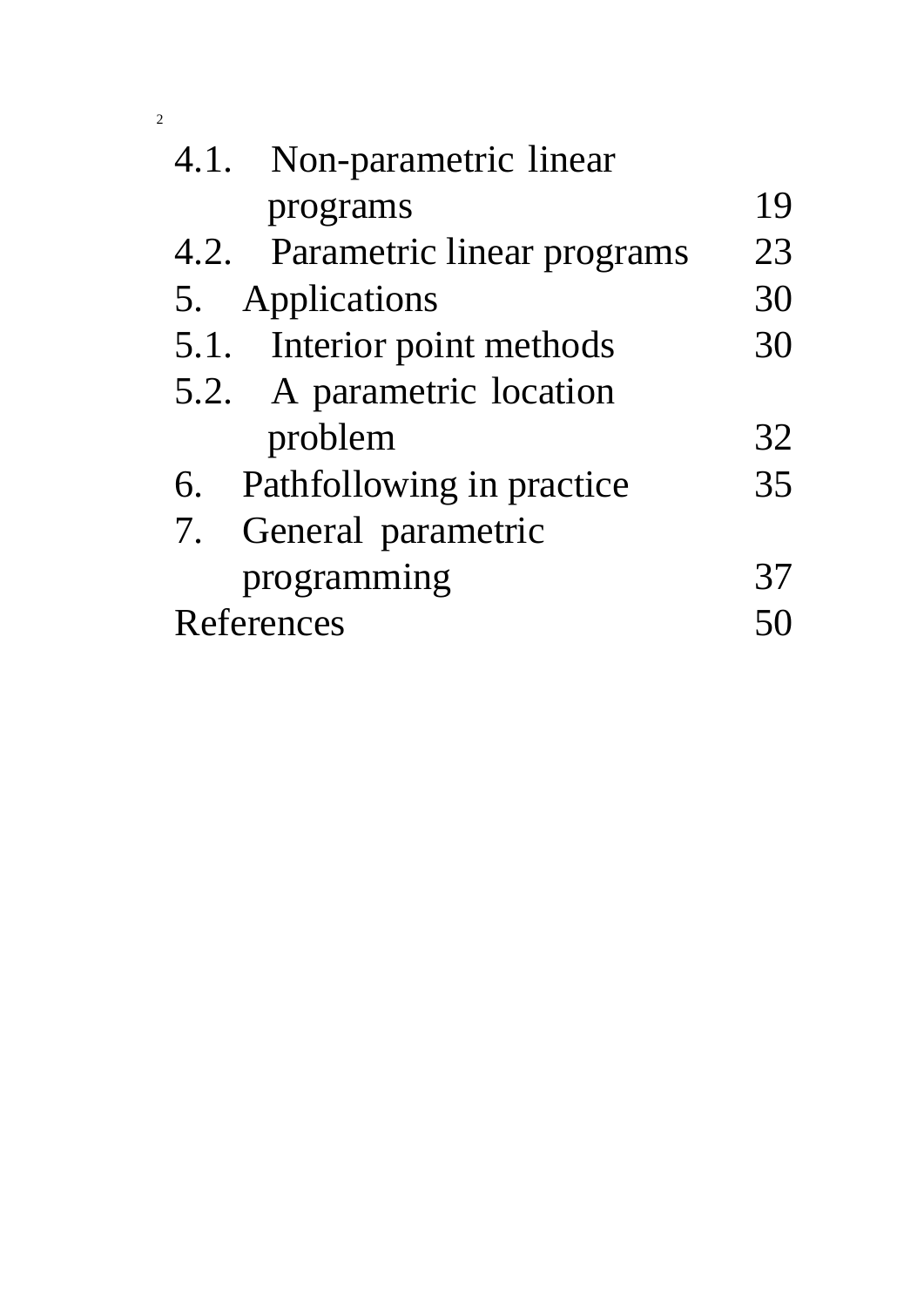| | |
|---|---|
| 4.1. Non-parametric linear programs | 19 |
| 4.2. Parametric linear programs | 23 |
| 5. Applications | 30 |
| 5.1. Interior point methods | 30 |
| 5.2. A parametric location problem | 32 |
| 6. Pathfollowing in practice | 35 |
| 7. General parametric programming | 37 |
| References | 50 |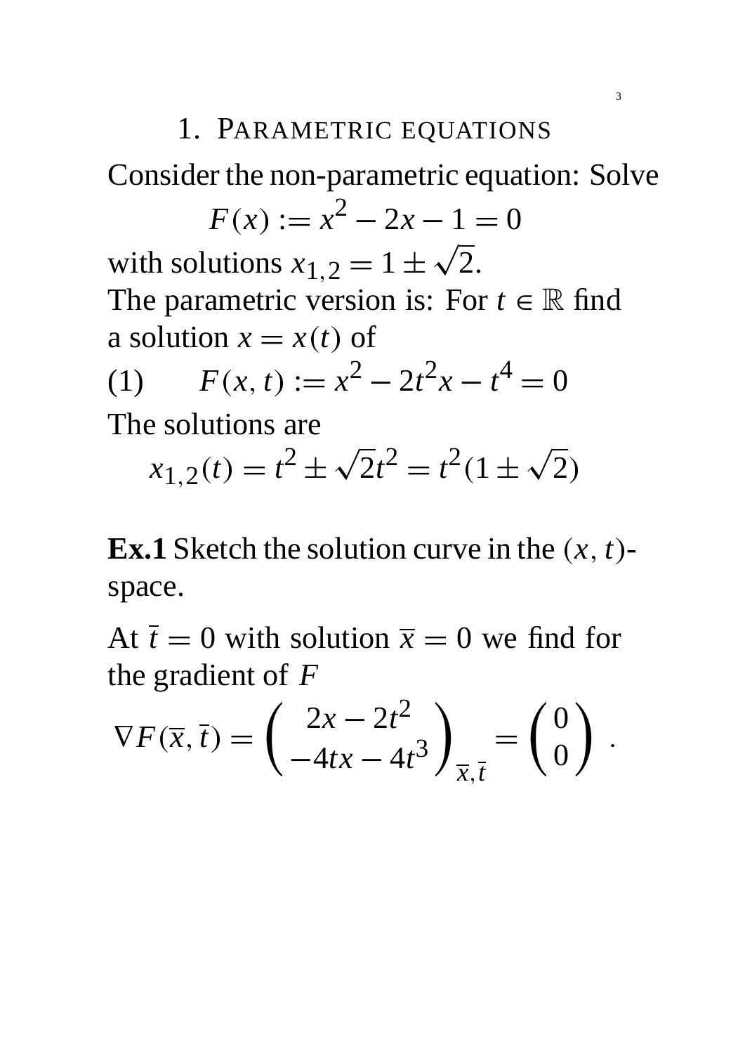## 1. Parametric equations

Consider the non-parametric equation: Solve

$$F(x) := x^2 - 2x - 1 = 0$$

with solutions $x_{1,2} = 1 \pm \sqrt{2}$.
The parametric version is: For $t \in \mathbb{R}$ find a solution $x = x(t)$ of

$$F(x,t) := x^2 - 2t^2 x - t^4 = 0 \tag{1}$$

The solutions are

$$x_{1,2}(t) = t^2 \pm \sqrt{2}t^2 = t^2(1 \pm \sqrt{2})$$

**Ex.1** Sketch the solution curve in the $(x, t)$-space.

At $\bar{t} = 0$ with solution $\bar{x} = 0$ we find for the gradient of $F$

$$\nabla F(\bar{x}, \bar{t}) = \begin{pmatrix} 2x - 2t^2 \\ -4tx - 4t^3 \end{pmatrix}_{\bar{x},\bar{t}} = \begin{pmatrix} 0 \\ 0 \end{pmatrix} .$$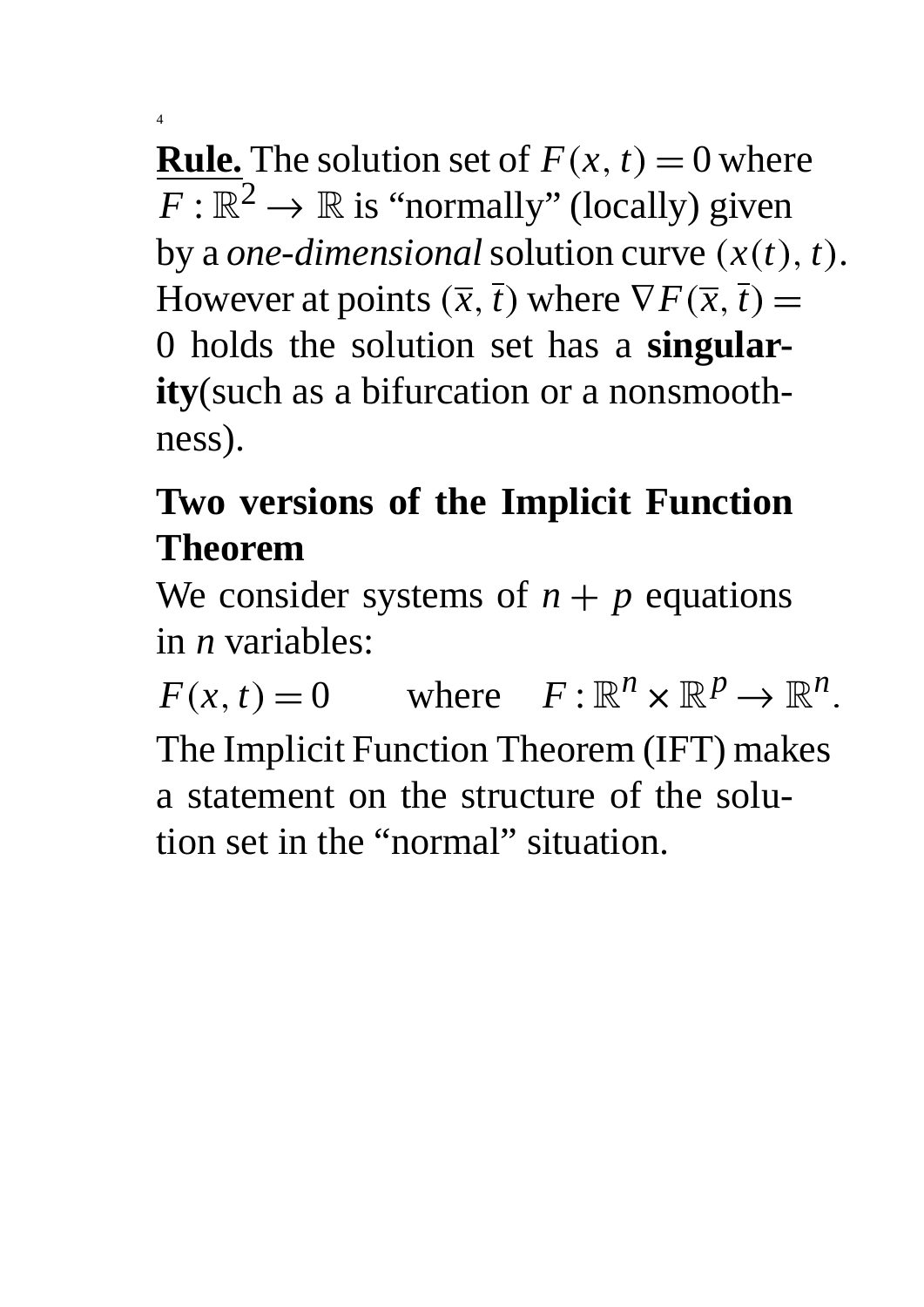**Rule.** The solution set of $F(x,t) = 0$ where $F : \mathbb{R}^2 \to \mathbb{R}$ is "normally" (locally) given by a *one-dimensional* solution curve $(x(t), t)$. However at points $(\bar{x}, \bar{t})$ where $\nabla F(\bar{x}, \bar{t}) = 0$ holds the solution set has a **singularity**(such as a bifurcation or a nonsmoothness).

## Two versions of the Implicit Function Theorem

We consider systems of $n + p$ equations in $n$ variables:

$$F(x,t) = 0 \qquad \text{where} \quad F : \mathbb{R}^n \times \mathbb{R}^p \to \mathbb{R}^n.$$

The Implicit Function Theorem (IFT) makes a statement on the structure of the solution set in the "normal" situation.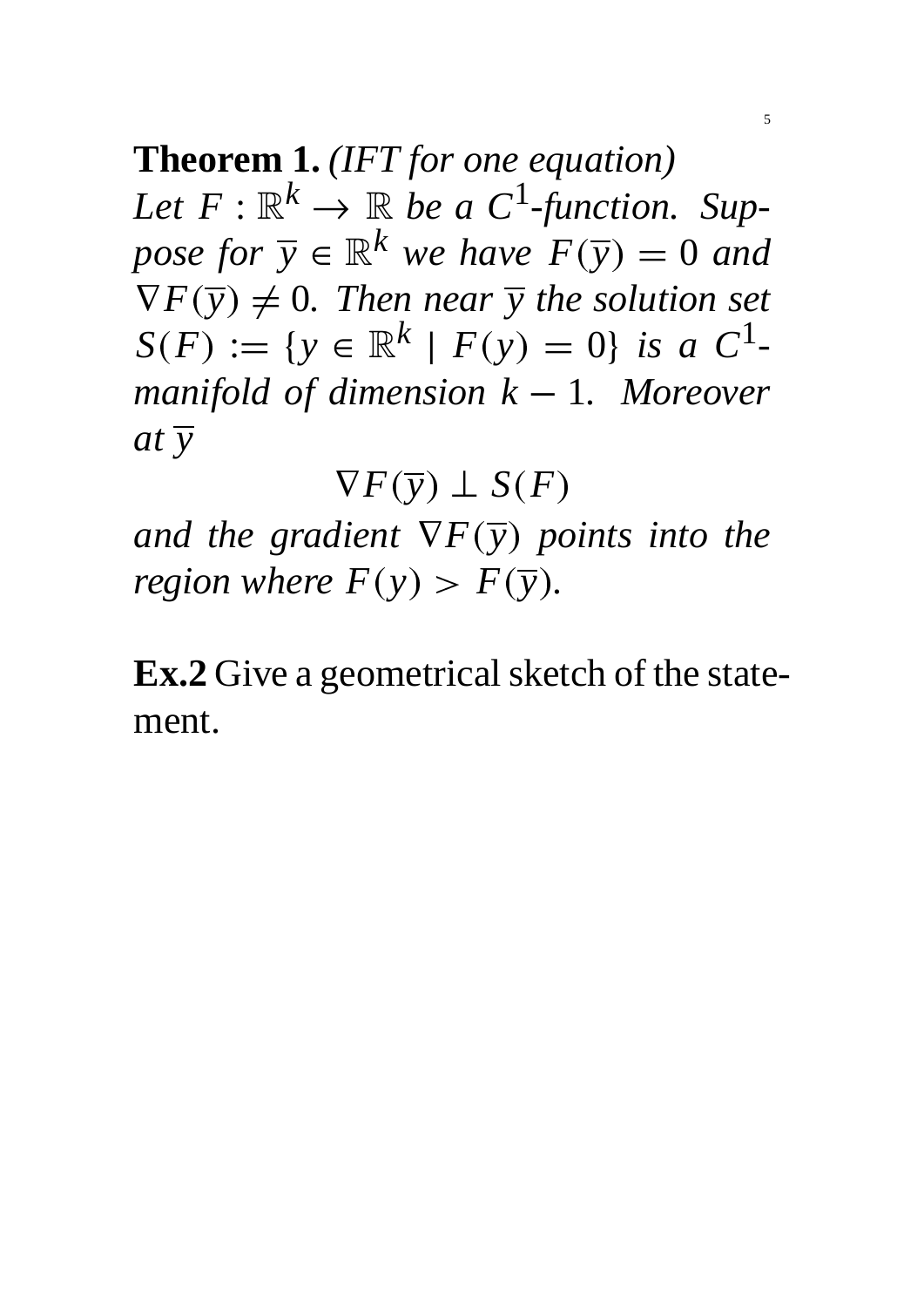**Theorem 1.** *(IFT for one equation)*
*Let $F : \mathbb{R}^k \to \mathbb{R}$ be a $C^1$-function. Suppose for $\overline{y} \in \mathbb{R}^k$ we have $F(\overline{y}) = 0$ and $\nabla F(\overline{y}) \neq 0$. Then near $\overline{y}$ the solution set $S(F) := \{y \in \mathbb{R}^k \mid F(y) = 0\}$ is a $C^1$-manifold of dimension $k - 1$. Moreover at $\overline{y}$*

$$\nabla F(\overline{y}) \perp S(F)$$

*and the gradient $\nabla F(\overline{y})$ points into the region where $F(y) > F(\overline{y})$.*

**Ex.2** Give a geometrical sketch of the statement.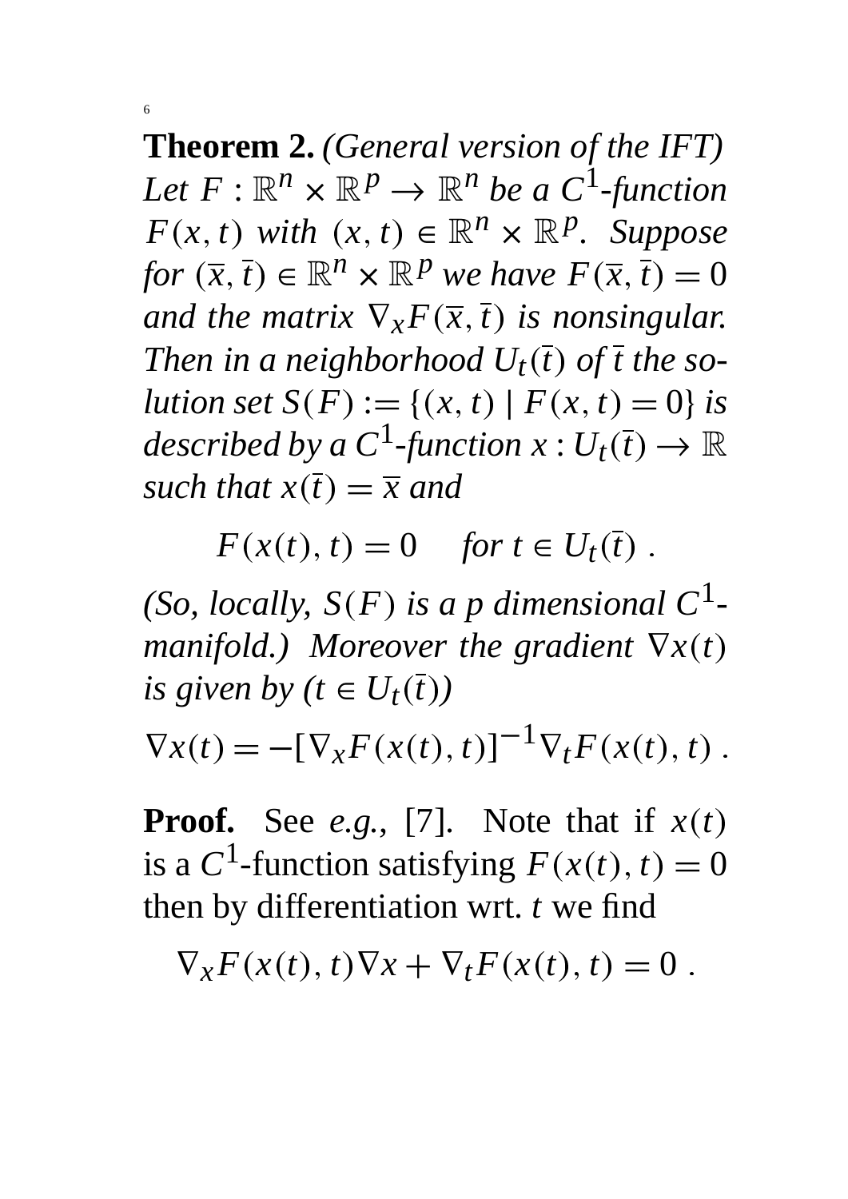**Theorem 2.** *(General version of the IFT) Let $F : \mathbb{R}^n \times \mathbb{R}^p \to \mathbb{R}^n$ be a $C^1$-function $F(x,t)$ with $(x,t) \in \mathbb{R}^n \times \mathbb{R}^p$. Suppose for $(\overline{x}, \overline{t}) \in \mathbb{R}^n \times \mathbb{R}^p$ we have $F(\overline{x}, \overline{t}) = 0$ and the matrix $\nabla_x F(\overline{x}, \overline{t})$ is nonsingular. Then in a neighborhood $U_t(\overline{t})$ of $\overline{t}$ the solution set $S(F) := \{(x,t) \mid F(x,t) = 0\}$ is described by a $C^1$-function $x : U_t(\overline{t}) \to \mathbb{R}$ such that $x(\overline{t}) = \overline{x}$ and*

$$F(x(t), t) = 0 \quad \text{for } t \in U_t(\overline{t}) \ .$$

*(So, locally, $S(F)$ is a $p$ dimensional $C^1$-manifold.) Moreover the gradient $\nabla x(t)$ is given by ($t \in U_t(\overline{t})$)*

$$\nabla x(t) = -[\nabla_x F(x(t), t)]^{-1} \nabla_t F(x(t), t) \ .$$

**Proof.** See *e.g.*, [7]. Note that if $x(t)$ is a $C^1$-function satisfying $F(x(t), t) = 0$ then by differentiation wrt. $t$ we find

$$\nabla_x F(x(t), t) \nabla x + \nabla_t F(x(t), t) = 0 \ .$$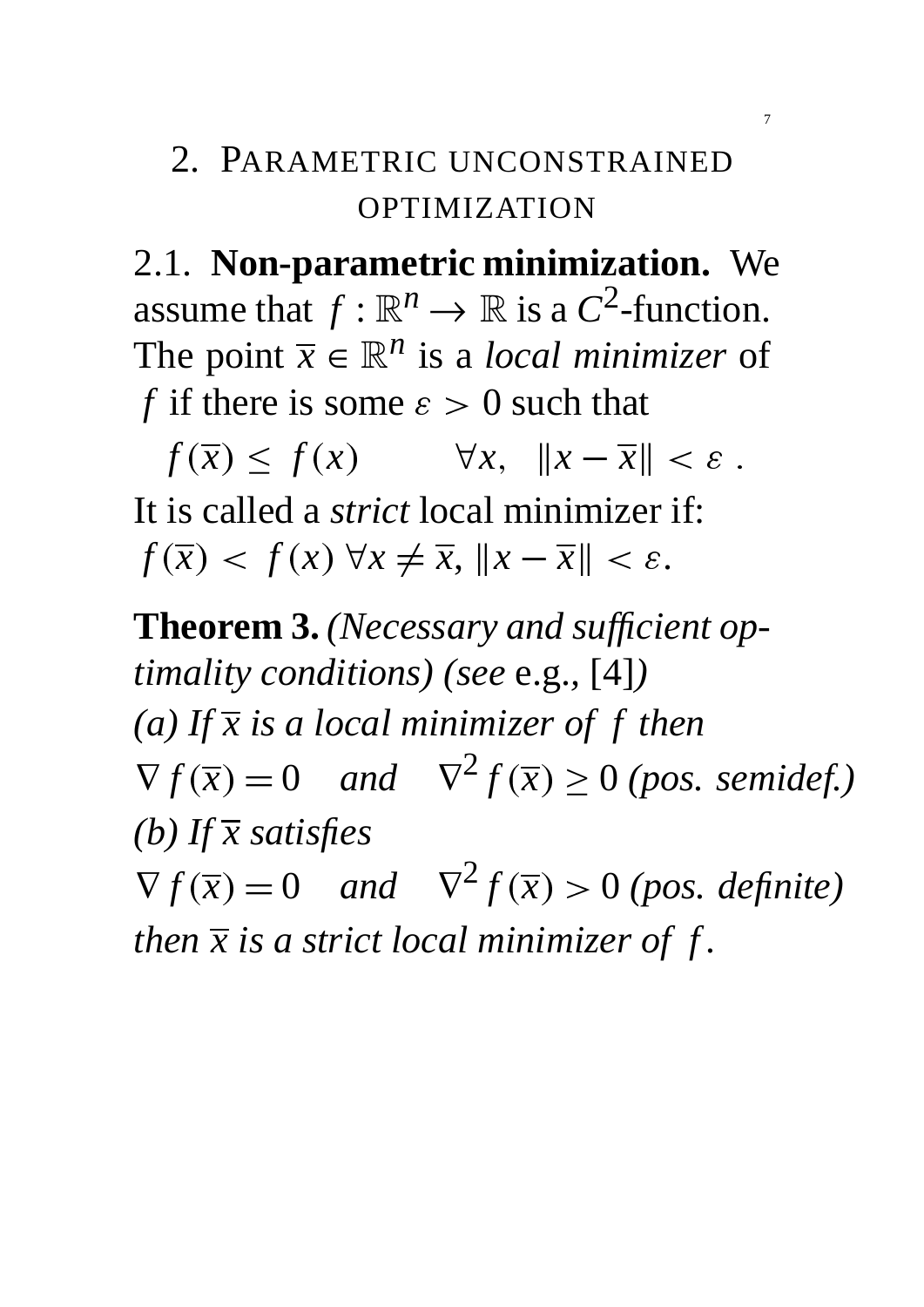## 2. Parametric unconstrained optimization

**2.1. Non-parametric minimization.** We assume that $f : \mathbb{R}^n \to \mathbb{R}$ is a $C^2$-function. The point $\overline{x} \in \mathbb{R}^n$ is a *local minimizer* of $f$ if there is some $\varepsilon > 0$ such that

$$f(\overline{x}) \leq f(x) \qquad \forall x, \quad \|x - \overline{x}\| < \varepsilon \ .$$

It is called a *strict* local minimizer if: $f(\overline{x}) < f(x) \ \forall x \neq \overline{x}, \|x - \overline{x}\| < \varepsilon$.

**Theorem 3.** *(Necessary and sufficient optimality conditions) (see* e.g., [4]*)*
*(a) If $\overline{x}$ is a local minimizer of $f$ then*
$\nabla f(\overline{x}) = 0 \quad$ *and* $\quad \nabla^2 f(\overline{x}) \geq 0$ *(pos. semidef.)*
*(b) If $\overline{x}$ satisfies*
$\nabla f(\overline{x}) = 0 \quad$ *and* $\quad \nabla^2 f(\overline{x}) > 0$ *(pos. definite)*
*then $\overline{x}$ is a strict local minimizer of $f$.*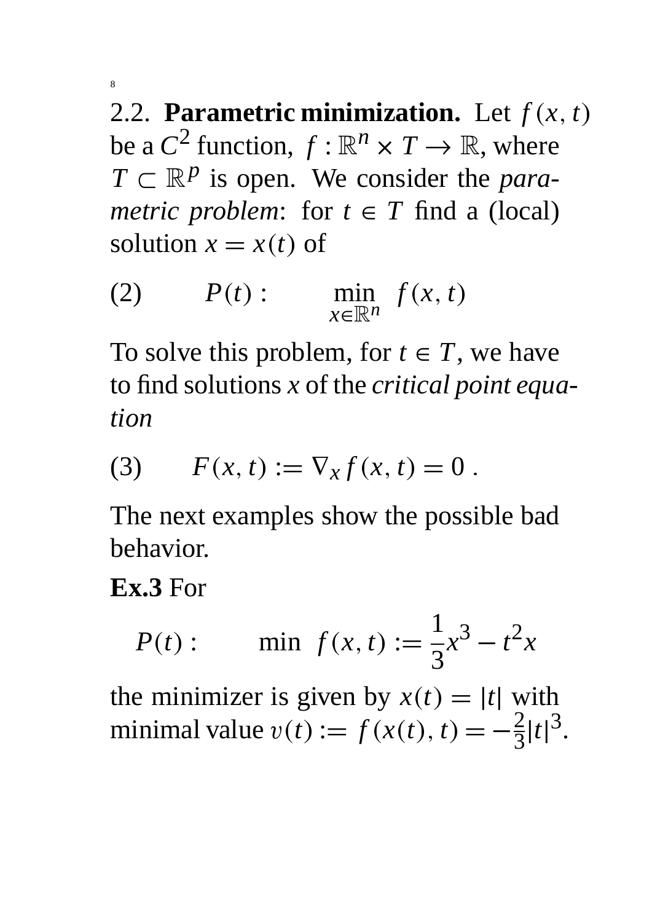2.2. **Parametric minimization.** Let $f(x,t)$ be a $C^2$ function, $f : \mathbb{R}^n \times T \to \mathbb{R}$, where $T \subset \mathbb{R}^p$ is open. We consider the *parametric problem*: for $t \in T$ find a (local) solution $x = x(t)$ of

$$(2) \qquad P(t): \qquad \min_{x \in \mathbb{R}^n} \ f(x,t)$$

To solve this problem, for $t \in T$, we have to find solutions $x$ of the *critical point equation*

$$(3) \qquad F(x,t) := \nabla_x f(x,t) = 0 \ .$$

The next examples show the possible bad behavior.

**Ex.3** For

$$P(t): \qquad \min \ f(x,t) := \frac{1}{3}x^3 - t^2 x$$

the minimizer is given by $x(t) = |t|$ with minimal value $v(t) := f(x(t),t) = -\frac{2}{3}|t|^3$.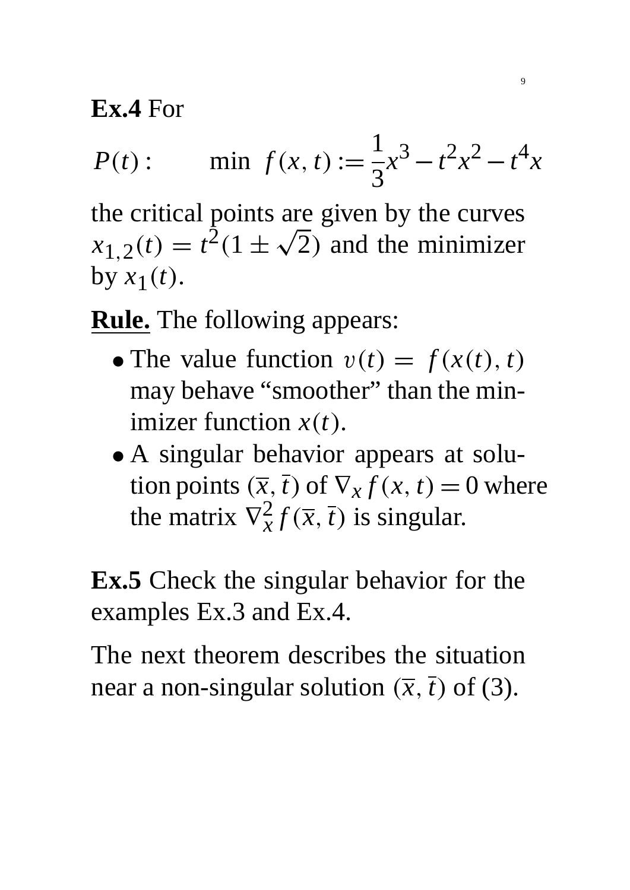**Ex.4** For

$$P(t): \qquad \min \; f(x,t) := \frac{1}{3}x^3 - t^2x^2 - t^4x$$

the critical points are given by the curves $x_{1,2}(t) = t^2(1 \pm \sqrt{2})$ and the minimizer by $x_1(t)$.

**Rule.** The following appears:

- The value function $v(t) = f(x(t), t)$ may behave "smoother" than the minimizer function $x(t)$.
- A singular behavior appears at solution points $(\overline{x}, \overline{t})$ of $\nabla_x f(x,t) = 0$ where the matrix $\nabla_x^2 f(\overline{x}, \overline{t})$ is singular.

**Ex.5** Check the singular behavior for the examples Ex.3 and Ex.4.

The next theorem describes the situation near a non-singular solution $(\overline{x}, \overline{t})$ of (3).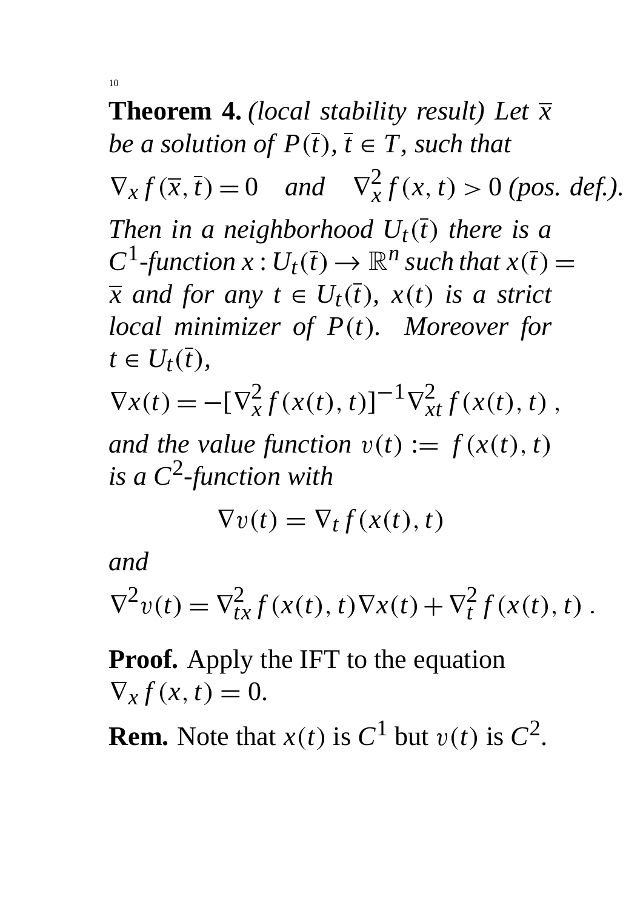**Theorem 4.** *(local stability result) Let $\overline{x}$ be a solution of $P(\bar{t})$, $\bar{t} \in T$, such that*

$$\nabla_x f(\overline{x}, \bar{t}) = 0 \quad \textit{and} \quad \nabla_x^2 f(x,t) > 0 \textit{ (pos. def.).}$$

*Then in a neighborhood $U_t(\bar{t})$ there is a $C^1$-function $x : U_t(\bar{t}) \to \mathbb{R}^n$ such that $x(\bar{t}) = \overline{x}$ and for any $t \in U_t(\bar{t})$, $x(t)$ is a strict local minimizer of $P(t)$. Moreover for $t \in U_t(\bar{t})$,*

$$\nabla x(t) = -[\nabla_x^2 f(x(t),t)]^{-1} \nabla_{xt}^2 f(x(t),t) \ ,$$

*and the value function $v(t) := f(x(t),t)$ is a $C^2$-function with*

$$\nabla v(t) = \nabla_t f(x(t),t)$$

*and*

$$\nabla^2 v(t) = \nabla_{tx}^2 f(x(t),t) \nabla x(t) + \nabla_t^2 f(x(t),t) \ .$$

**Proof.** Apply the IFT to the equation $\nabla_x f(x,t) = 0$.

**Rem.** Note that $x(t)$ is $C^1$ but $v(t)$ is $C^2$.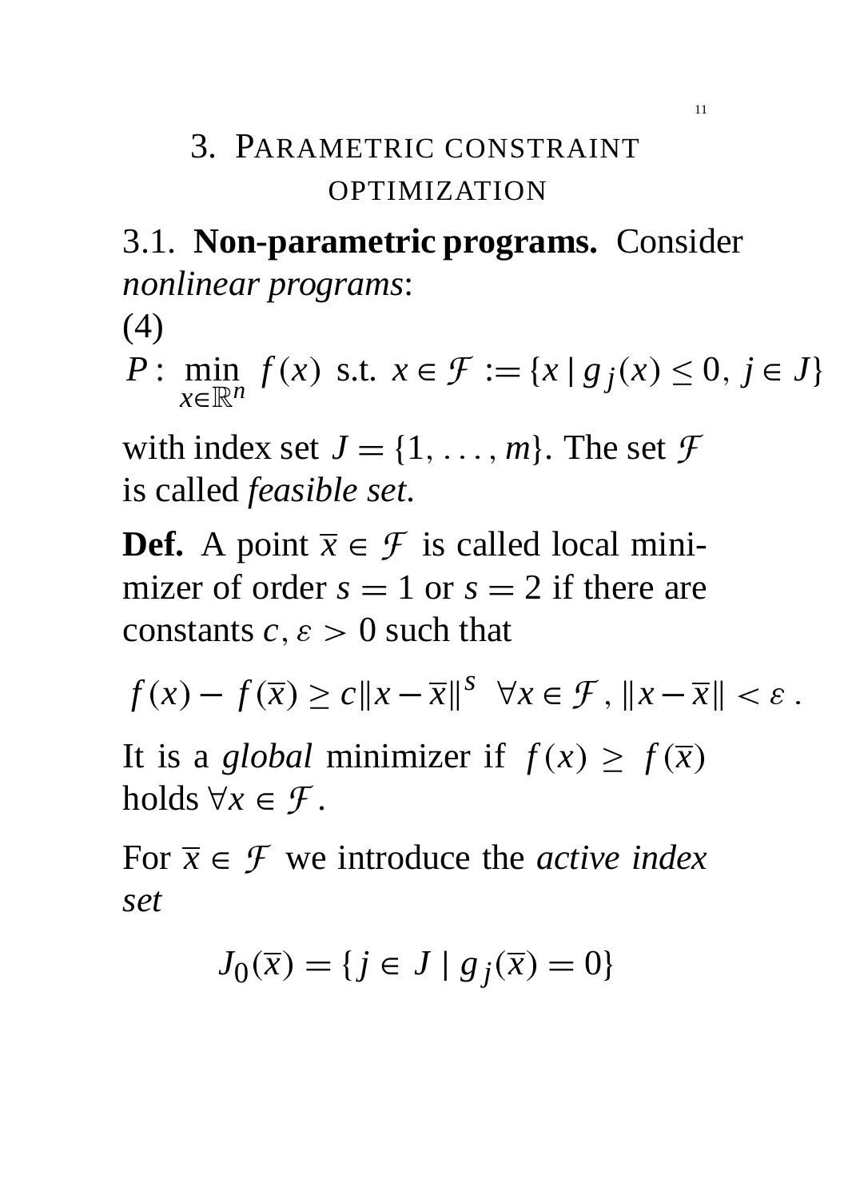# 3. Parametric constraint optimization

## 3.1. Non-parametric programs.

**3.1. Non-parametric programs.** Consider *nonlinear programs*:

(4)

$$P: \min_{x \in \mathbb{R}^n} f(x) \text{ s.t. } x \in \mathcal{F} := \{x \mid g_j(x) \le 0,\ j \in J\}$$

with index set $J = \{1, \ldots, m\}$. The set $\mathcal{F}$ is called *feasible set*.

**Def.** A point $\overline{x} \in \mathcal{F}$ is called local minimizer of order $s = 1$ or $s = 2$ if there are constants $c, \varepsilon > 0$ such that

$$f(x) - f(\overline{x}) \ge c\|x - \overline{x}\|^s \quad \forall x \in \mathcal{F},\ \|x - \overline{x}\| < \varepsilon .$$

It is a *global* minimizer if $f(x) \ge f(\overline{x})$ holds $\forall x \in \mathcal{F}$.

For $\overline{x} \in \mathcal{F}$ we introduce the *active index set*

$$J_0(\overline{x}) = \{j \in J \mid g_j(\overline{x}) = 0\}$$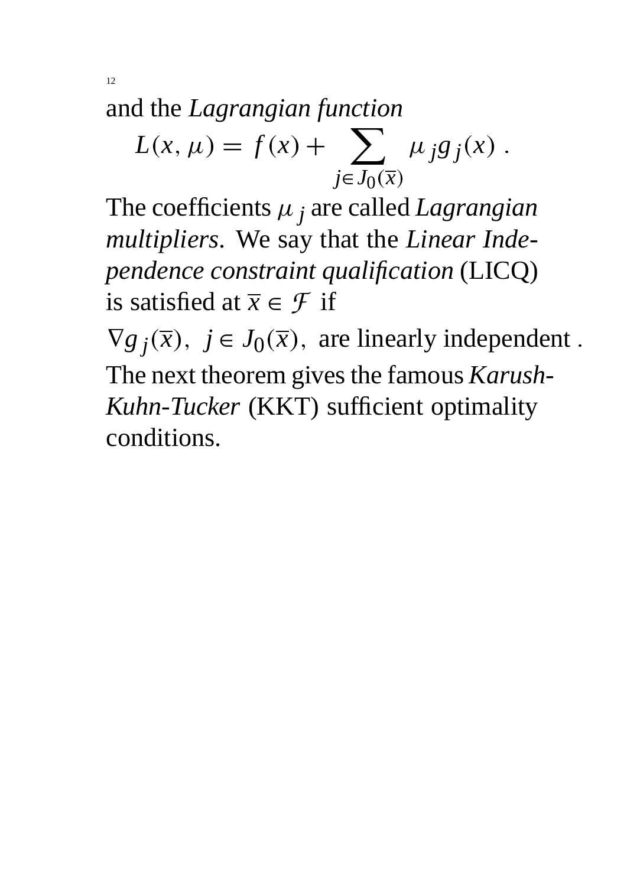and the *Lagrangian function*

$$L(x, \mu) = f(x) + \sum_{j \in J_0(\overline{x})} \mu_j g_j(x) \ .$$

The coefficients $\mu_j$ are called *Lagrangian multipliers*. We say that the *Linear Independence constraint qualification* (LICQ) is satisfied at $\overline{x} \in \mathcal{F}$ if

$\nabla g_j(\overline{x}),\ j \in J_0(\overline{x}),$ are linearly independent .

The next theorem gives the famous *Karush-Kuhn-Tucker* (KKT) sufficient optimality conditions.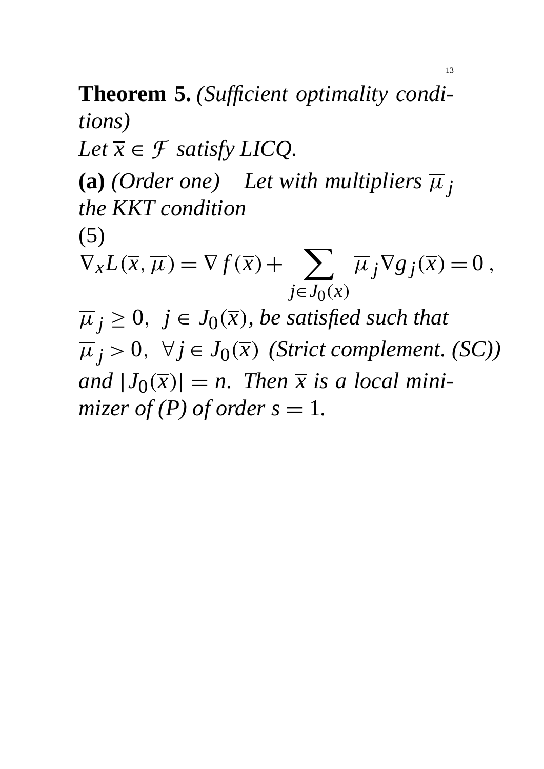**Theorem 5.** *(Sufficient optimality conditions)*
*Let $\overline{x} \in \mathcal{F}$ satisfy LICQ.*

**(a)** *(Order one)* *Let with multipliers $\overline{\mu}_j$ the KKT condition*

(5)

$$\nabla_x L(\overline{x}, \overline{\mu}) = \nabla f(\overline{x}) + \sum_{j \in J_0(\overline{x})} \overline{\mu}_j \nabla g_j(\overline{x}) = 0 \,,$$

$\overline{\mu}_j \geq 0, \; j \in J_0(\overline{x})$, *be satisfied such that*
$\overline{\mu}_j > 0, \; \forall j \in J_0(\overline{x})$ *(Strict complement. (SC))* *and* $|J_0(\overline{x})| = n$. *Then $\overline{x}$ is a local minimizer of (P) of order $s = 1$.*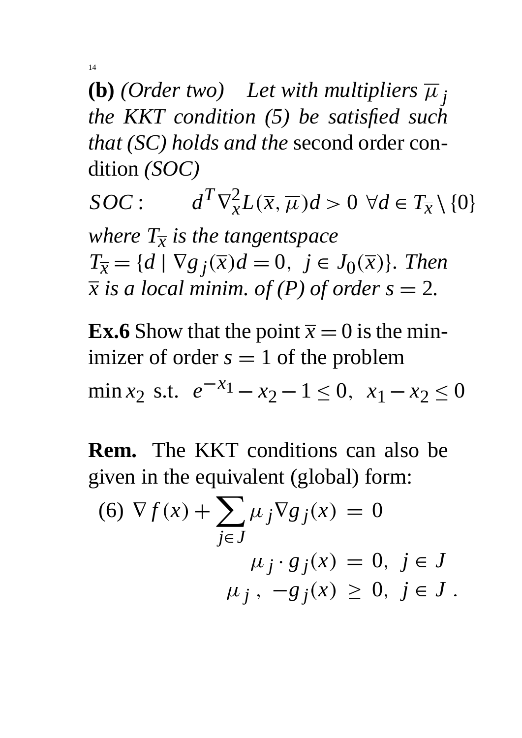**(b)** *(Order two)* *Let with multipliers $\overline{\mu}_j$ the KKT condition (5) be satisfied such that (SC) holds and the* second order condition *(SOC)*

$$SOC: \qquad d^T \nabla_x^2 L(\overline{x}, \overline{\mu}) d > 0 \ \forall d \in T_{\overline{x}} \setminus \{0\}$$

*where $T_{\overline{x}}$ is the tangentspace $T_{\overline{x}} = \{d \mid \nabla g_j(\overline{x}) d = 0, \ j \in J_0(\overline{x})\}$. Then $\overline{x}$ is a local minim. of (P) of order $s = 2$.*

**Ex.6** Show that the point $\overline{x} = 0$ is the minimizer of order $s = 1$ of the problem

$$\min x_2 \text{ s.t. } \ e^{-x_1} - x_2 - 1 \leq 0, \ \ x_1 - x_2 \leq 0$$

**Rem.** The KKT conditions can also be given in the equivalent (global) form:

$$\begin{aligned} (6) \ \nabla f(x) + \sum_{j \in J} \mu_j \nabla g_j(x) \ &= \ 0 \\ \mu_j \cdot g_j(x) \ &= \ 0, \ \ j \in J \\ \mu_j \ , \ -g_j(x) \ &\geq \ 0, \ \ j \in J \ . \end{aligned}$$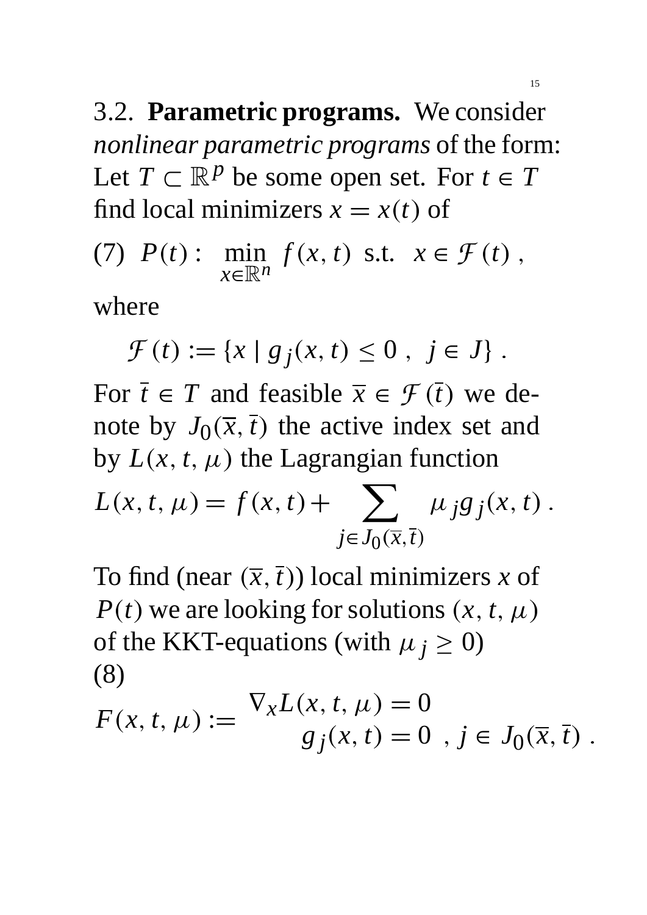3.2. **Parametric programs.** We consider *nonlinear parametric programs* of the form: Let $T \subset \mathbb{R}^p$ be some open set. For $t \in T$ find local minimizers $x = x(t)$ of

$$(7) \quad P(t): \quad \min_{x \in \mathbb{R}^n} f(x,t) \text{ s.t. } x \in \mathcal{F}(t) \,,$$

where

$$\mathcal{F}(t) := \{x \mid g_j(x,t) \le 0 \,, \; j \in J\} \,.$$

For $\bar{t} \in T$ and feasible $\overline{x} \in \mathcal{F}(\bar{t})$ we denote by $J_0(\overline{x}, \bar{t})$ the active index set and by $L(x, t, \mu)$ the Lagrangian function

$$L(x,t,\mu) = f(x,t) + \sum_{j \in J_0(\overline{x}, \bar{t})} \mu_j g_j(x,t) \,.$$

To find (near $(\overline{x}, \bar{t})$) local minimizers $x$ of $P(t)$ we are looking for solutions $(x, t, \mu)$ of the KKT-equations (with $\mu_j \ge 0$)

(8)

$$F(x,t,\mu) := \begin{array}{l} \nabla_x L(x,t,\mu) = 0 \\ \qquad g_j(x,t) = 0 \;, \; j \in J_0(\overline{x}, \bar{t}) \,. \end{array}$$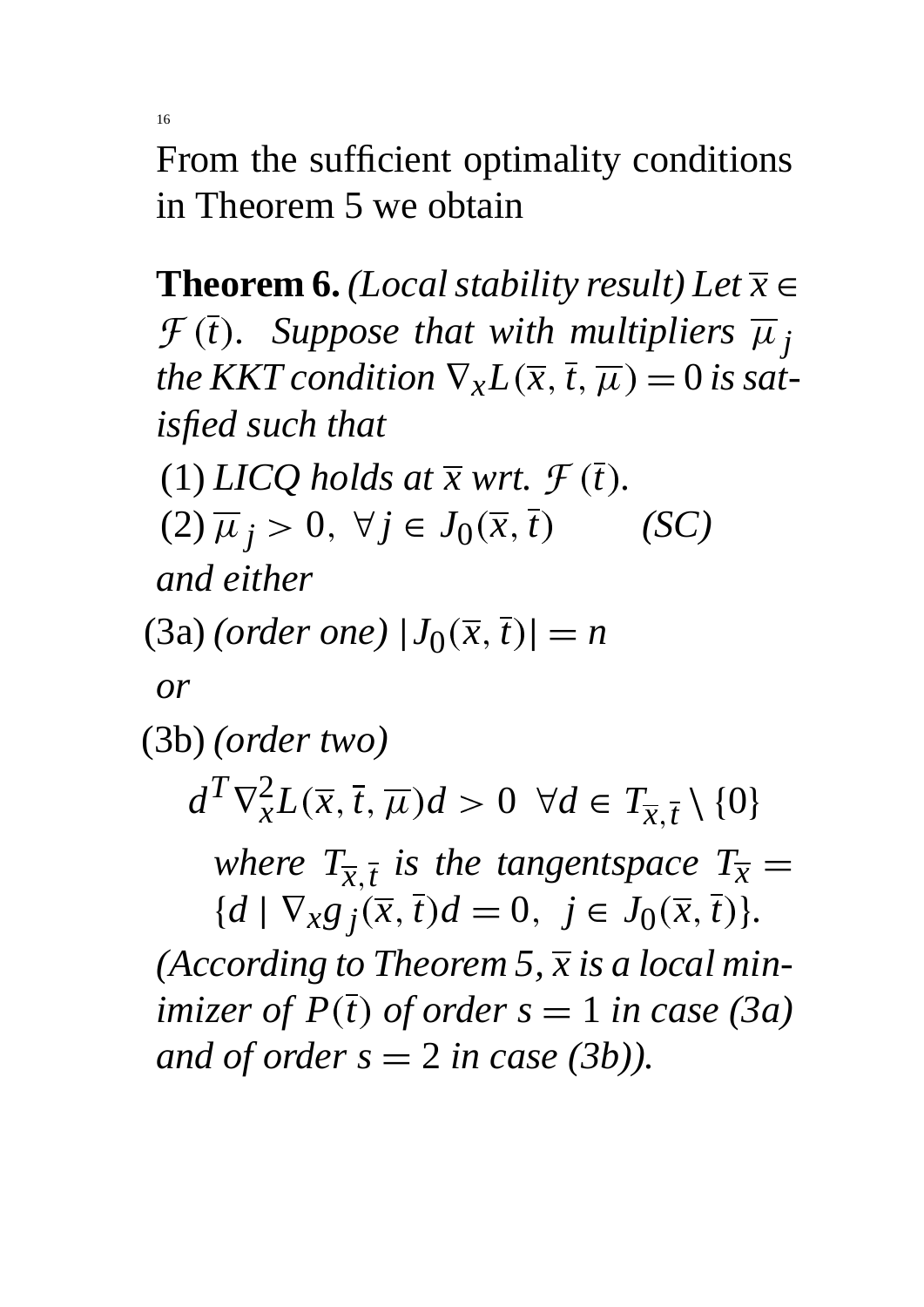From the sufficient optimality conditions in Theorem 5 we obtain

**Theorem 6.** *(Local stability result) Let $\overline{x} \in \mathcal{F}(\bar{t})$. Suppose that with multipliers $\overline{\mu}_j$ the KKT condition $\nabla_x L(\overline{x}, \bar{t}, \overline{\mu}) = 0$ is satisfied such that*

(1) *LICQ holds at $\overline{x}$ wrt. $\mathcal{F}(\bar{t})$.*

(2) $\overline{\mu}_j > 0, \ \forall j \in J_0(\overline{x}, \bar{t})$ *(SC)*

*and either*

(3a) *(order one)* $|J_0(\overline{x}, \bar{t})| = n$

*or*

(3b) *(order two)*

$$d^T \nabla_x^2 L(\overline{x}, \bar{t}, \overline{\mu}) d > 0 \ \ \forall d \in T_{\overline{x}, \bar{t}} \setminus \{0\}$$

*where $T_{\overline{x}, \bar{t}}$ is the tangentspace $T_{\overline{x}} = \{d \mid \nabla_x g_j(\overline{x}, \bar{t}) d = 0, \ \ j \in J_0(\overline{x}, \bar{t})\}$.*

*(According to Theorem 5, $\overline{x}$ is a local minimizer of $P(\bar{t})$ of order $s = 1$ in case (3a) and of order $s = 2$ in case (3b)).*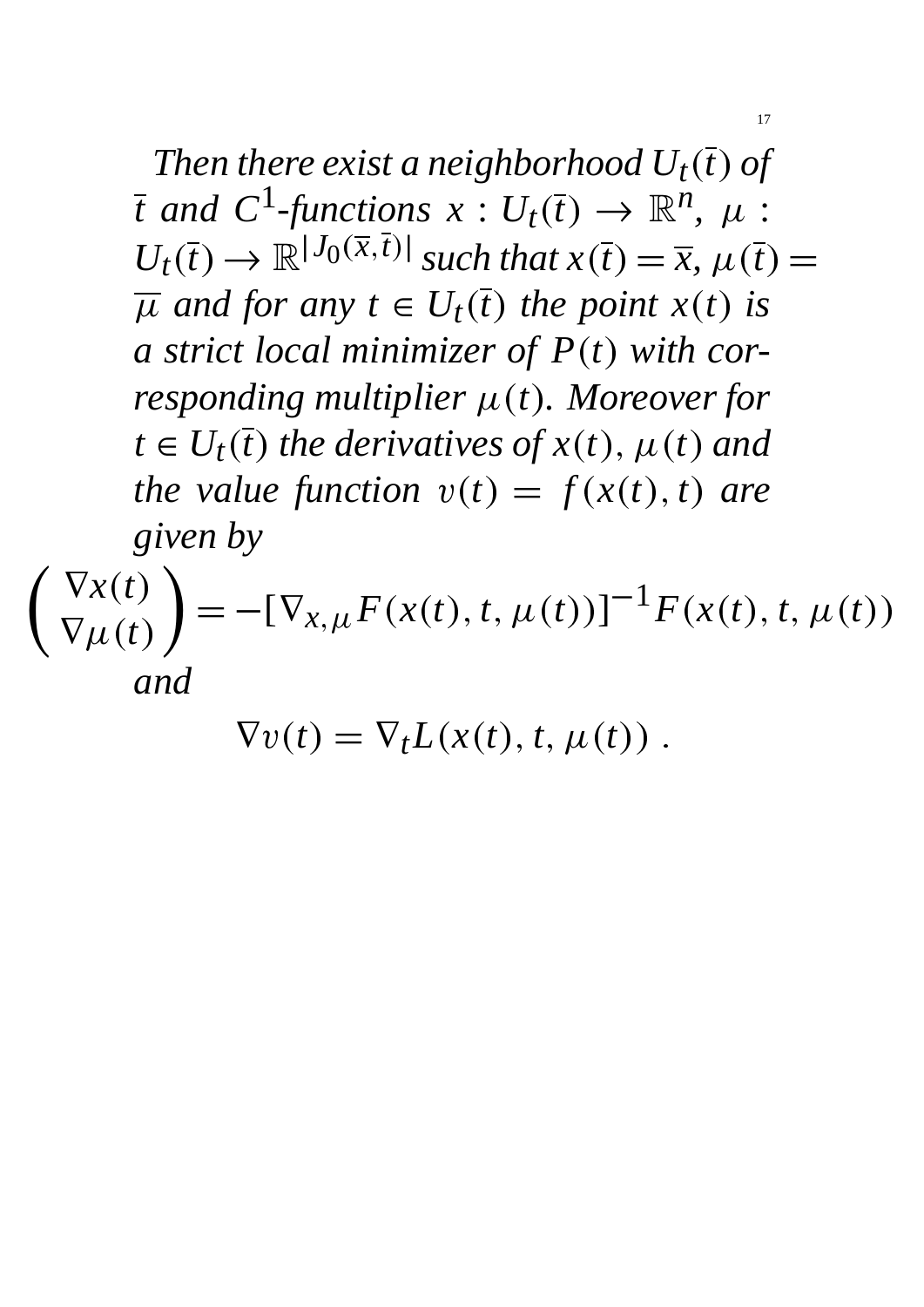*Then there exist a neighborhood $U_t(\bar{t})$ of $\bar{t}$ and $C^1$-functions $x : U_t(\bar{t}) \to \mathbb{R}^n$, $\mu : U_t(\bar{t}) \to \mathbb{R}^{|J_0(\overline{x},\bar{t})|}$ such that $x(\bar{t}) = \overline{x}$, $\mu(\bar{t}) = \overline{\mu}$ and for any $t \in U_t(\bar{t})$ the point $x(t)$ is a strict local minimizer of $P(t)$ with corresponding multiplier $\mu(t)$. Moreover for $t \in U_t(\bar{t})$ the derivatives of $x(t)$, $\mu(t)$ and the value function $v(t) = f(x(t), t)$ are given by*

$$\begin{pmatrix} \nabla x(t) \\ \nabla \mu(t) \end{pmatrix} = -[\nabla_{x,\mu} F(x(t), t, \mu(t))]^{-1} F(x(t), t, \mu(t))$$

*and*

$$\nabla v(t) = \nabla_t L(x(t), t, \mu(t)) \ .$$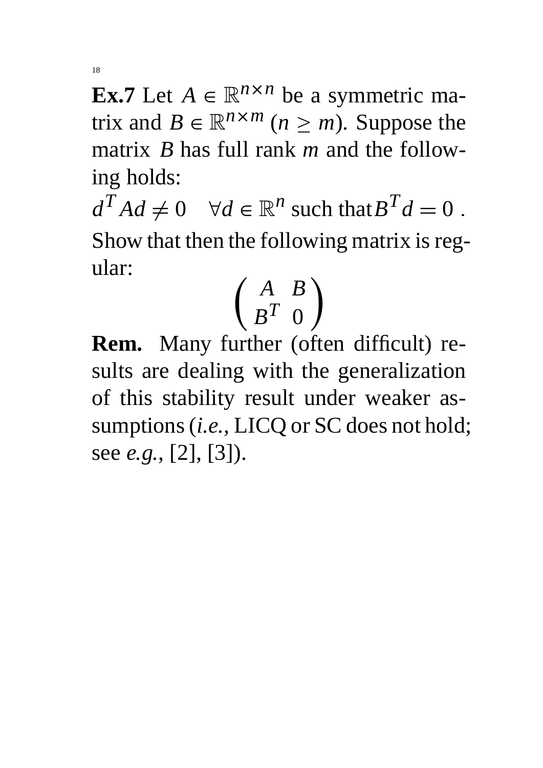**Ex.7** Let $A \in \mathbb{R}^{n \times n}$ be a symmetric matrix and $B \in \mathbb{R}^{n \times m}$ ($n \geq m$). Suppose the matrix $B$ has full rank $m$ and the following holds:

$$d^T A d \neq 0 \quad \forall d \in \mathbb{R}^n \text{ such that } B^T d = 0 \; .$$

Show that then the following matrix is regular:

$$\begin{pmatrix} A & B \\ B^T & 0 \end{pmatrix}$$

**Rem.** Many further (often difficult) results are dealing with the generalization of this stability result under weaker assumptions (*i.e.*, LICQ or SC does not hold; see *e.g.*, [2], [3]).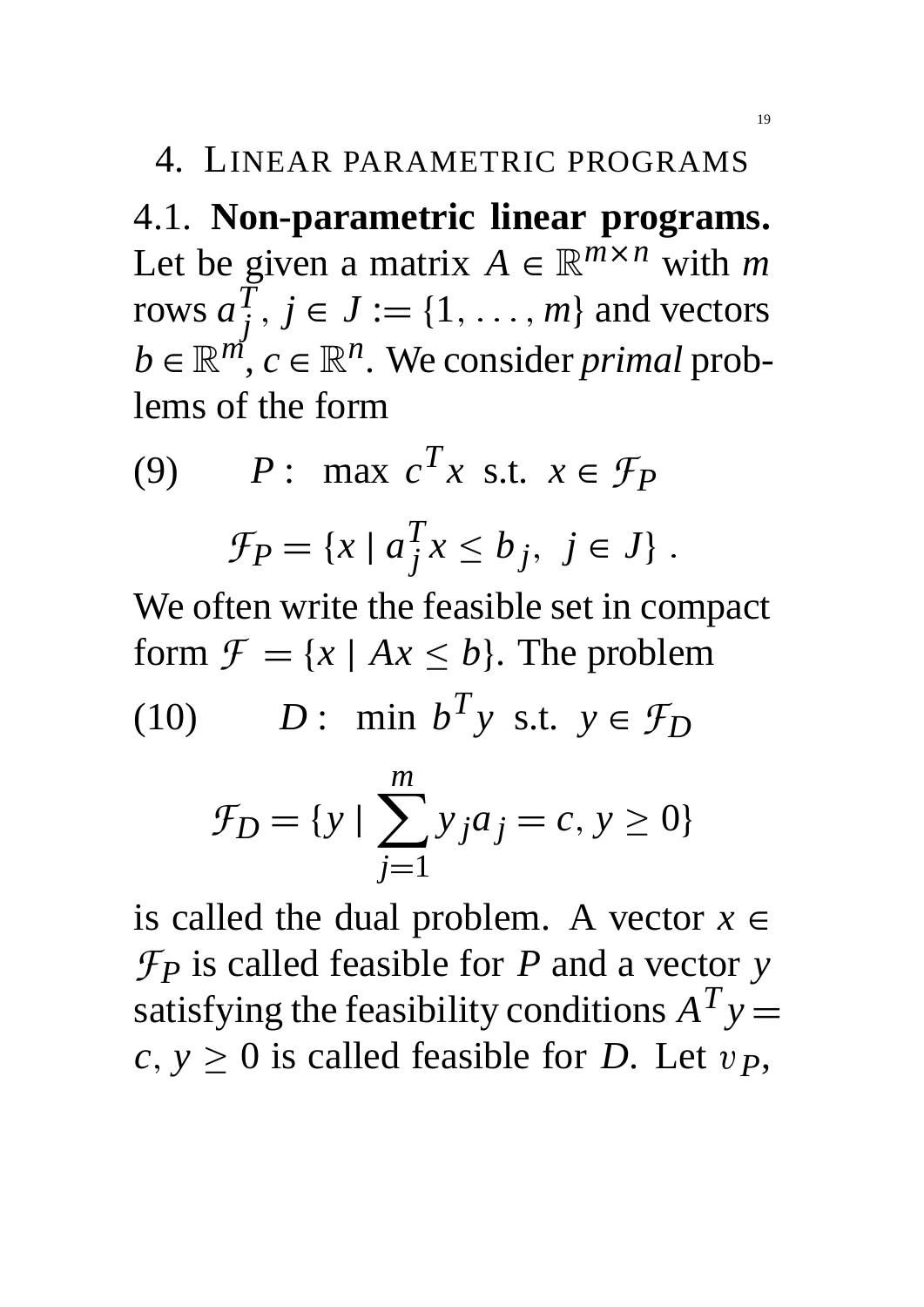## 4. Linear parametric programs

**4.1. Non-parametric linear programs.** Let be given a matrix $A \in \mathbb{R}^{m\times n}$ with $m$ rows $a_j^T$, $j \in J := \{1, \ldots, m\}$ and vectors $b \in \mathbb{R}^m$, $c \in \mathbb{R}^n$. We consider *primal* problems of the form

$$
(9) \qquad P: \ \max\ c^T x \ \text{ s.t. } \ x \in \mathcal{F}_P
$$

$$
\mathcal{F}_P = \{x \mid a_j^T x \le b_j,\ \ j \in J\}\ .
$$

We often write the feasible set in compact form $\mathcal{F} = \{x \mid Ax \le b\}$. The problem

$$
(10) \qquad D: \ \min\ b^T y \ \text{ s.t. } \ y \in \mathcal{F}_D
$$

$$
\mathcal{F}_D = \{y \mid \sum_{j=1}^{m} y_j a_j = c, y \ge 0\}
$$

is called the dual problem. A vector $x \in \mathcal{F}_P$ is called feasible for $P$ and a vector $y$ satisfying the feasibility conditions $A^T y = c,\ y \ge 0$ is called feasible for $D$. Let $v_P$,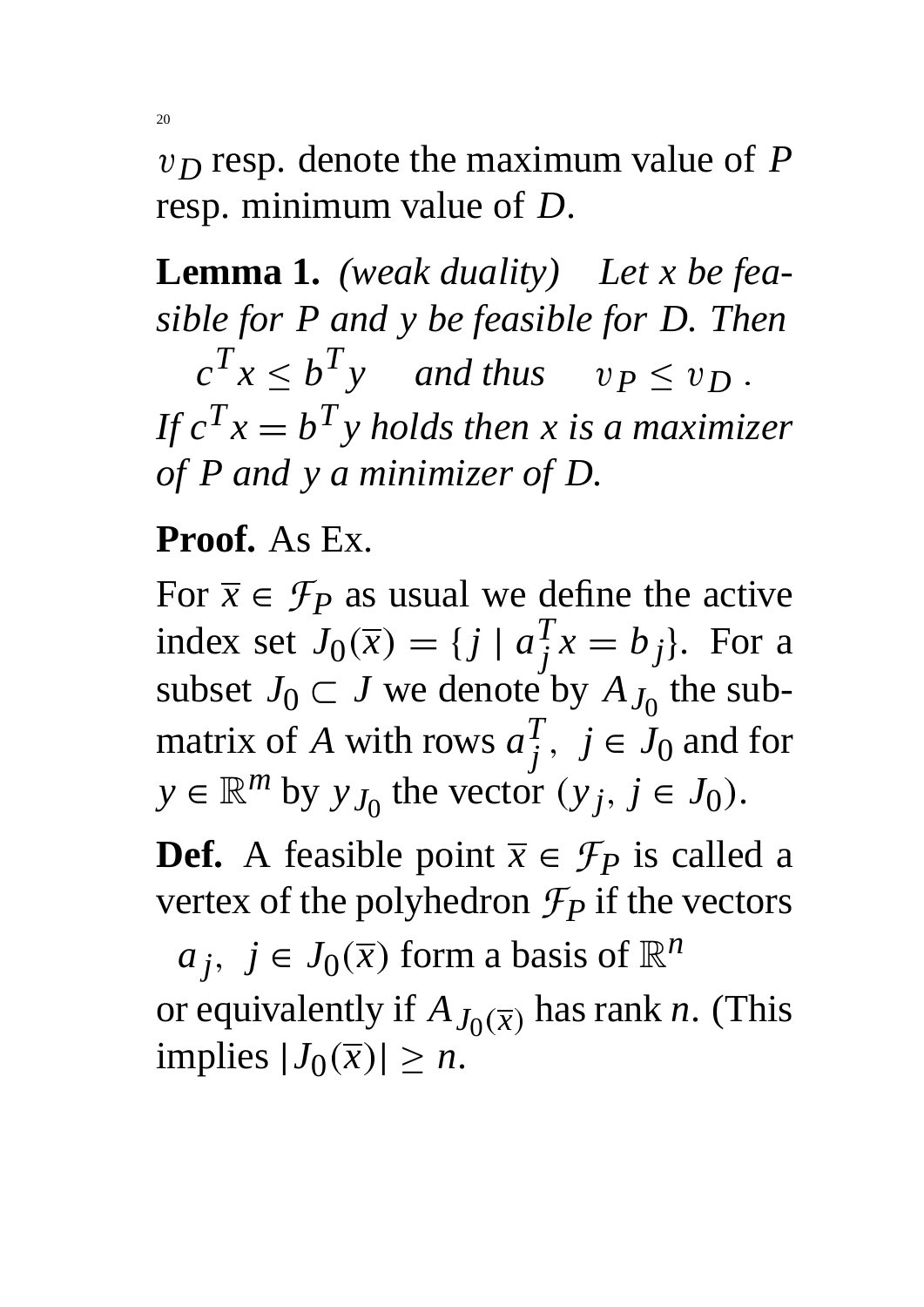$v_D$ resp. denote the maximum value of $P$ resp. minimum value of $D$.

**Lemma 1.** *(weak duality)* *Let $x$ be feasible for $P$ and $y$ be feasible for $D$. Then*

$$c^T x \leq b^T y \quad \text{and thus} \quad v_P \leq v_D \,.$$

*If $c^T x = b^T y$ holds then $x$ is a maximizer of $P$ and $y$ a minimizer of $D$.*

**Proof.** As Ex.

For $\overline{x} \in \mathcal{F}_P$ as usual we define the active index set $J_0(\overline{x}) = \{j \mid a_j^T x = b_j\}$. For a subset $J_0 \subset J$ we denote by $A_{J_0}$ the submatrix of $A$ with rows $a_j^T,\ j \in J_0$ and for $y \in \mathbb{R}^m$ by $y_{J_0}$ the vector $(y_j,\, j \in J_0)$.

**Def.** A feasible point $\overline{x} \in \mathcal{F}_P$ is called a vertex of the polyhedron $\mathcal{F}_P$ if the vectors

$$a_j,\ j \in J_0(\overline{x}) \text{ form a basis of } \mathbb{R}^n$$

or equivalently if $A_{J_0(\overline{x})}$ has rank $n$. (This implies $|J_0(\overline{x})| \geq n$.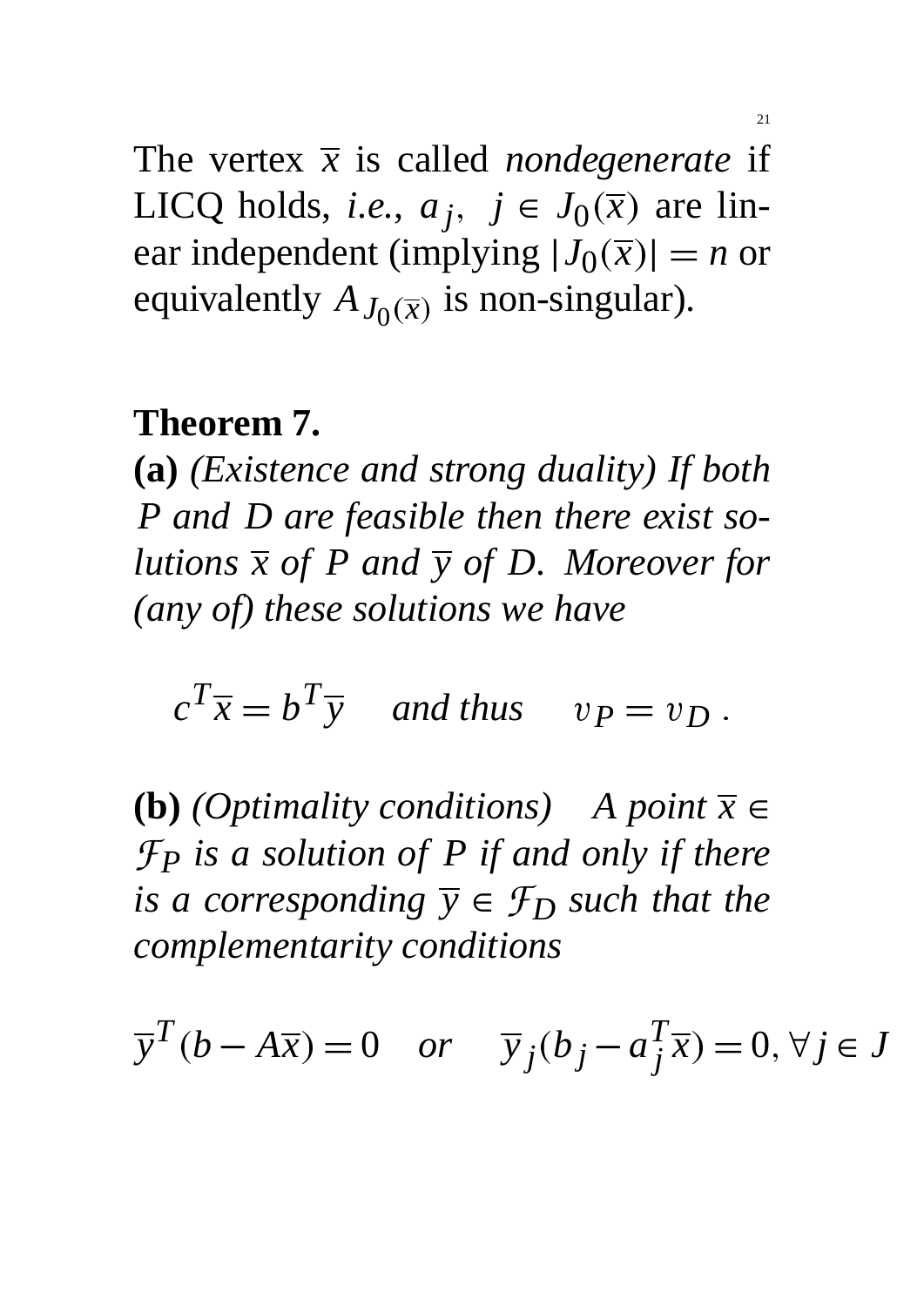The vertex $\overline{x}$ is called *nondegenerate* if LICQ holds, *i.e.*, $a_j, \;\; j \in J_0(\overline{x})$ are linear independent (implying $|J_0(\overline{x})| = n$ or equivalently $A_{J_0(\overline{x})}$ is non-singular).

**Theorem 7.**
**(a)** *(Existence and strong duality) If both $P$ and $D$ are feasible then there exist solutions $\overline{x}$ of $P$ and $\overline{y}$ of $D$. Moreover for (any of) these solutions we have*

$$c^T\overline{x} = b^T\overline{y} \quad \textit{and thus} \quad v_P = v_D \, .$$

**(b)** *(Optimality conditions) A point $\overline{x} \in \mathcal{F}_P$ is a solution of $P$ if and only if there is a corresponding $\overline{y} \in \mathcal{F}_D$ such that the complementarity conditions*

$$\overline{y}^T(b - A\overline{x}) = 0 \quad \textit{or} \quad \overline{y}_j(b_j - a_j^T\overline{x}) = 0, \forall j \in J$$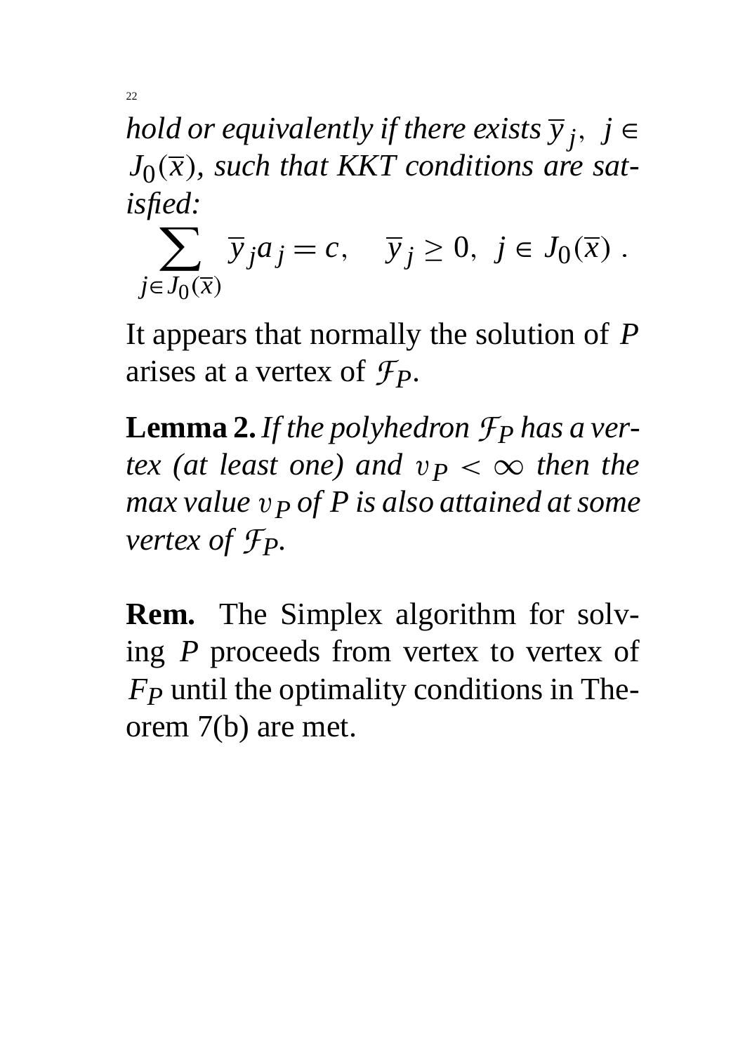*hold or equivalently if there exists $\overline{y}_j,\ j \in J_0(\overline{x})$, such that KKT conditions are satisfied:*

$$\sum_{j \in J_0(\overline{x})} \overline{y}_j a_j = c, \quad \overline{y}_j \geq 0,\ j \in J_0(\overline{x})\ .$$

It appears that normally the solution of $P$ arises at a vertex of $\mathcal{F}_P$.

**Lemma 2.** *If the polyhedron $\mathcal{F}_P$ has a vertex (at least one) and $v_P < \infty$ then the max value $v_P$ of $P$ is also attained at some vertex of $\mathcal{F}_P$.*

**Rem.** The Simplex algorithm for solving $P$ proceeds from vertex to vertex of $F_P$ until the optimality conditions in Theorem 7(b) are met.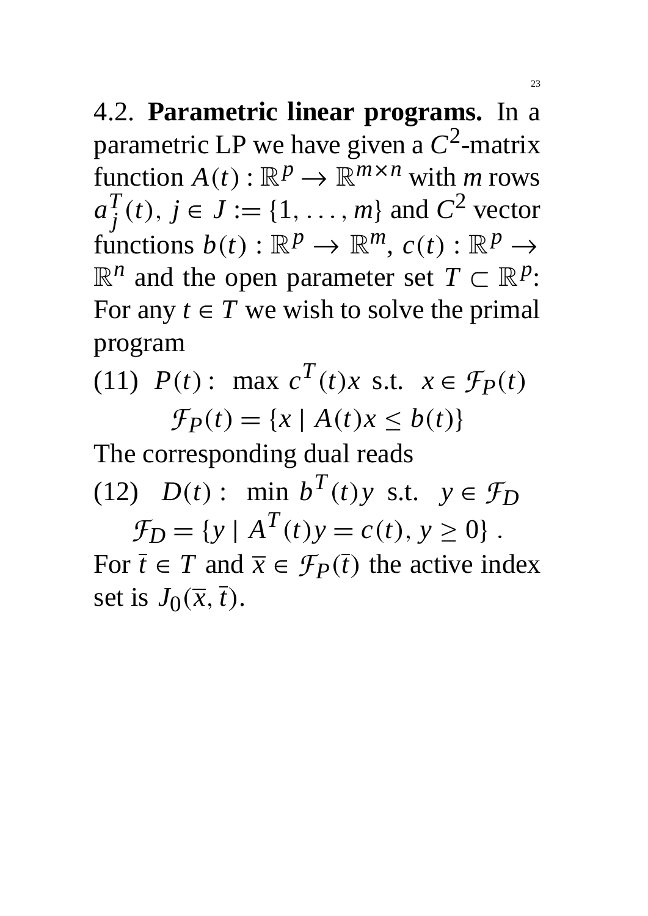4.2. **Parametric linear programs.** In a parametric LP we have given a $C^2$-matrix function $A(t) : \mathbb{R}^p \to \mathbb{R}^{m \times n}$ with $m$ rows $a_j^T(t),\ j \in J := \{1, \ldots, m\}$ and $C^2$ vector functions $b(t) : \mathbb{R}^p \to \mathbb{R}^m$, $c(t) : \mathbb{R}^p \to \mathbb{R}^n$ and the open parameter set $T \subset \mathbb{R}^p$: For any $t \in T$ we wish to solve the primal program

$$(11) \quad P(t): \ \max\ c^T(t)x \ \text{ s.t. } \ x \in \mathcal{F}_P(t)$$

$$\mathcal{F}_P(t) = \{x \mid A(t)x \leq b(t)\}$$

The corresponding dual reads

$$(12) \quad D(t): \ \min\ b^T(t)y \ \text{ s.t. } \ y \in \mathcal{F}_D$$

$$\mathcal{F}_D = \{y \mid A^T(t)y = c(t),\, y \geq 0\}\ .$$

For $\bar{t} \in T$ and $\bar{x} \in \mathcal{F}_P(\bar{t})$ the active index set is $J_0(\bar{x}, \bar{t})$.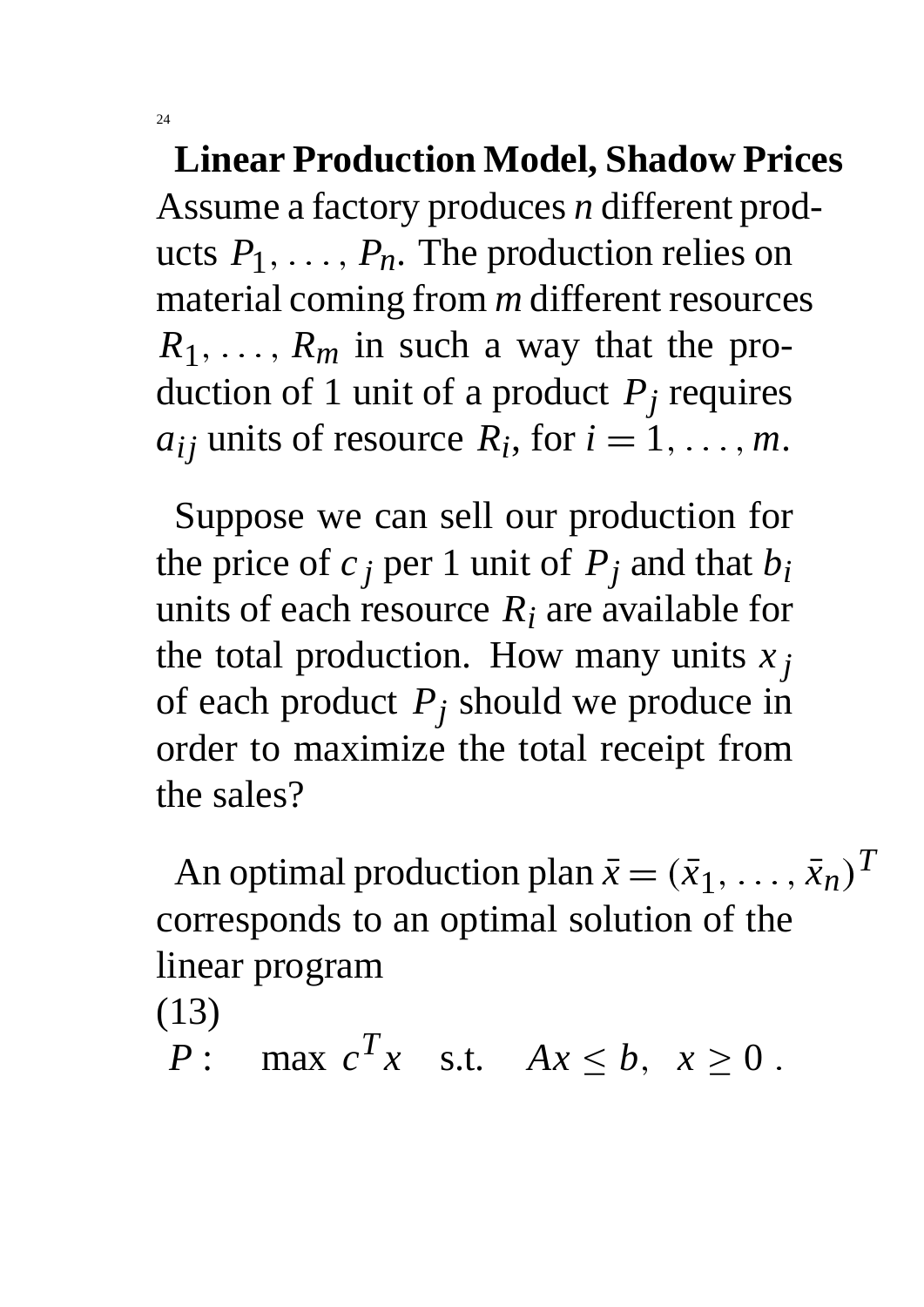## Linear Production Model, Shadow Prices

Assume a factory produces $n$ different products $P_1, \ldots, P_n$. The production relies on material coming from $m$ different resources $R_1, \ldots, R_m$ in such a way that the production of 1 unit of a product $P_j$ requires $a_{ij}$ units of resource $R_i$, for $i = 1, \ldots, m$.

Suppose we can sell our production for the price of $c_j$ per 1 unit of $P_j$ and that $b_i$ units of each resource $R_i$ are available for the total production. How many units $x_j$ of each product $P_j$ should we produce in order to maximize the total receipt from the sales?

An optimal production plan $\bar{x} = (\bar{x}_1, \ldots, \bar{x}_n)^T$ corresponds to an optimal solution of the linear program

(13)

$$P : \quad \max\ c^T x \quad \text{s.t.} \quad Ax \leq b, \ \ x \geq 0 \ .$$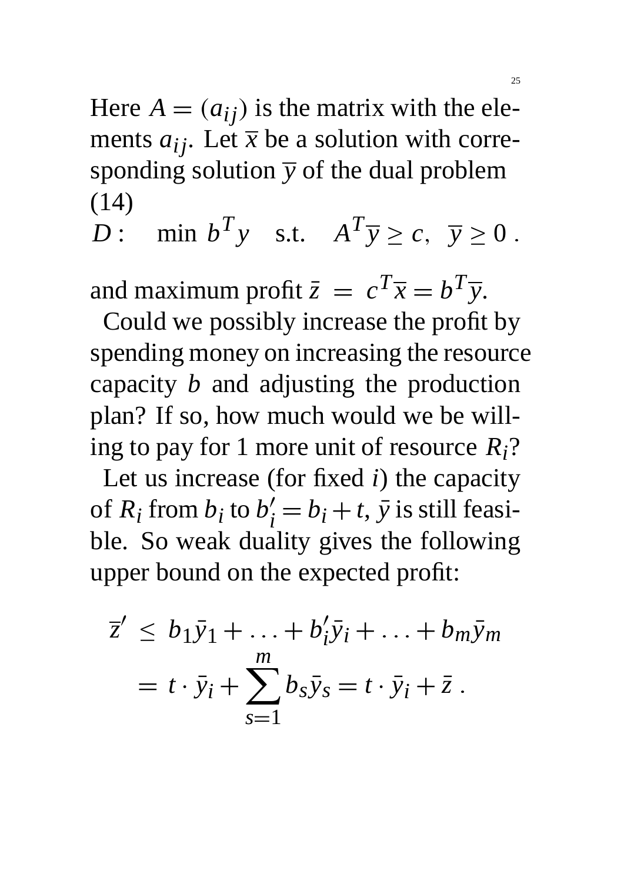Here $A = (a_{ij})$ is the matrix with the elements $a_{ij}$. Let $\overline{x}$ be a solution with corresponding solution $\overline{y}$ of the dual problem (14)

$$D: \quad \min\ b^T y \quad \text{s.t.} \quad A^T \overline{y} \geq c, \ \ \overline{y} \geq 0\ .$$

and maximum profit $\bar{z} \ = \ c^T \overline{x} = b^T \overline{y}$.

Could we possibly increase the profit by spending money on increasing the resource capacity $b$ and adjusting the production plan? If so, how much would we be willing to pay for 1 more unit of resource $R_i$?

Let us increase (for fixed $i$) the capacity of $R_i$ from $b_i$ to $b_i' = b_i + t$, $\bar{y}$ is still feasible. So weak duality gives the following upper bound on the expected profit:

$$\begin{aligned} \overline{z}' \ &\leq \ b_1 \bar{y}_1 + \ldots + b_i' \bar{y}_i + \ldots + b_m \bar{y}_m \\ &= \ t \cdot \bar{y}_i + \sum_{s=1}^{m} b_s \bar{y}_s = t \cdot \bar{y}_i + \bar{z}\ . \end{aligned}$$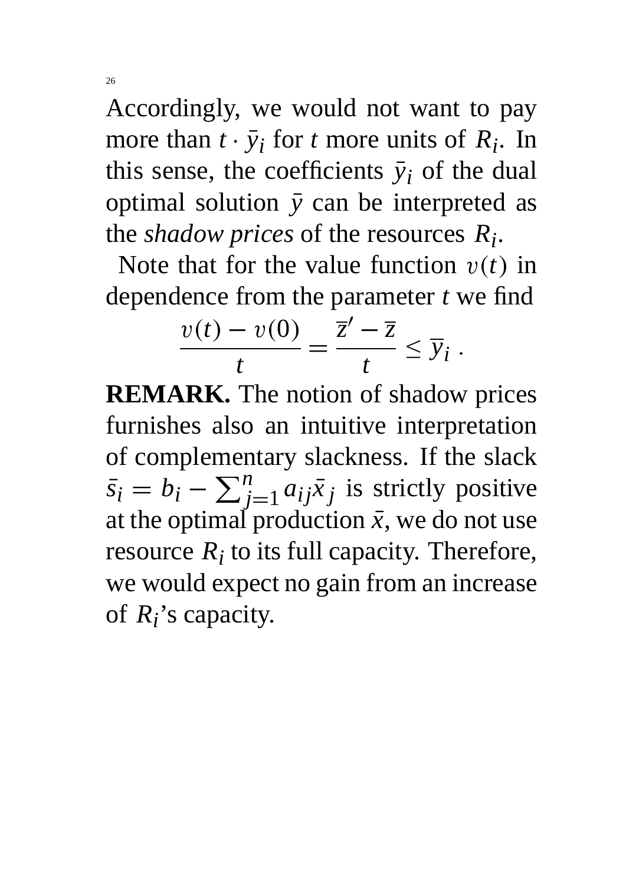Accordingly, we would not want to pay more than $t \cdot \bar{y}_i$ for $t$ more units of $R_i$. In this sense, the coefficients $\bar{y}_i$ of the dual optimal solution $\bar{y}$ can be interpreted as the *shadow prices* of the resources $R_i$.

Note that for the value function $v(t)$ in dependence from the parameter $t$ we find

$$\frac{v(t) - v(0)}{t} = \frac{\overline{z}' - \overline{z}}{t} \leq \overline{y}_i \ .$$

**REMARK.** The notion of shadow prices furnishes also an intuitive interpretation of complementary slackness. If the slack $\bar{s}_i = b_i - \sum_{j=1}^{n} a_{ij}\bar{x}_j$ is strictly positive at the optimal production $\bar{x}$, we do not use resource $R_i$ to its full capacity. Therefore, we would expect no gain from an increase of $R_i$'s capacity.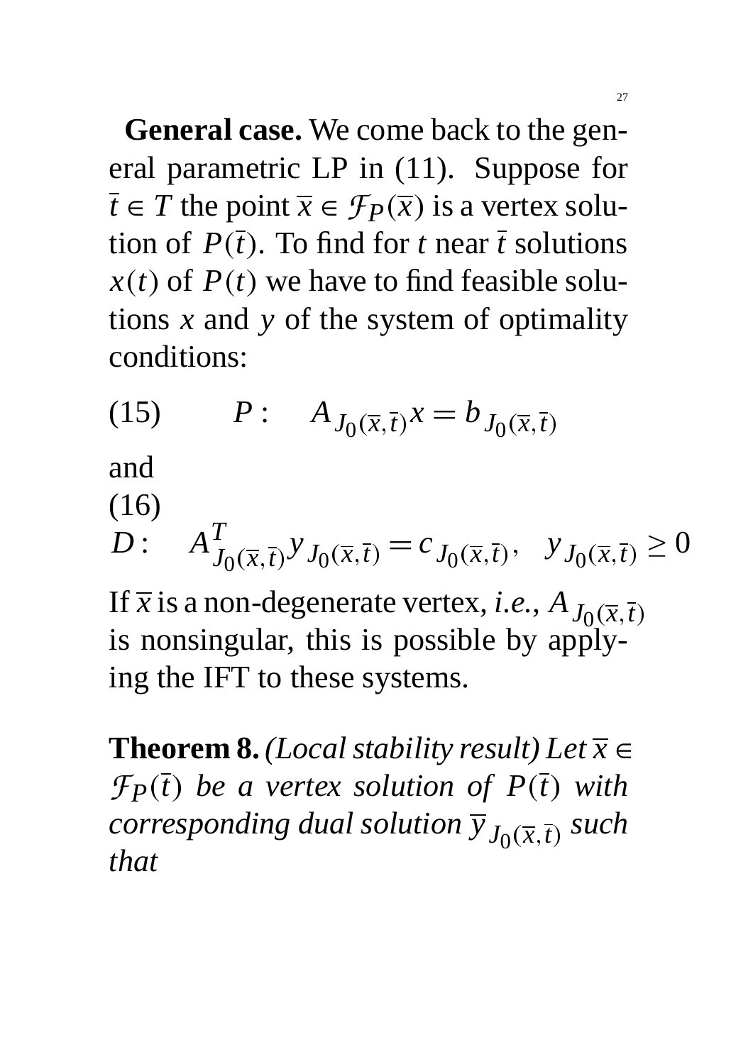**General case.** We come back to the general parametric LP in (11). Suppose for $\overline{t} \in T$ the point $\overline{x} \in \mathcal{F}_P(\overline{x})$ is a vertex solution of $P(\overline{t})$. To find for $t$ near $\overline{t}$ solutions $x(t)$ of $P(t)$ we have to find feasible solutions $x$ and $y$ of the system of optimality conditions:

$$\text{(15)} \qquad P: \quad A_{J_0(\overline{x},\overline{t})} x = b_{J_0(\overline{x},\overline{t})}$$

and

(16)

$$D: \quad A^T_{J_0(\overline{x},\overline{t})} y_{J_0(\overline{x},\overline{t})} = c_{J_0(\overline{x},\overline{t})}, \quad y_{J_0(\overline{x},\overline{t})} \geq 0$$

If $\overline{x}$ is a non-degenerate vertex, *i.e.*, $A_{J_0(\overline{x},\overline{t})}$ is nonsingular, this is possible by applying the IFT to these systems.

**Theorem 8.** *(Local stability result) Let $\overline{x} \in \mathcal{F}_P(\overline{t})$ be a vertex solution of $P(\overline{t})$ with corresponding dual solution $\overline{y}_{J_0(\overline{x},\overline{t})}$ such that*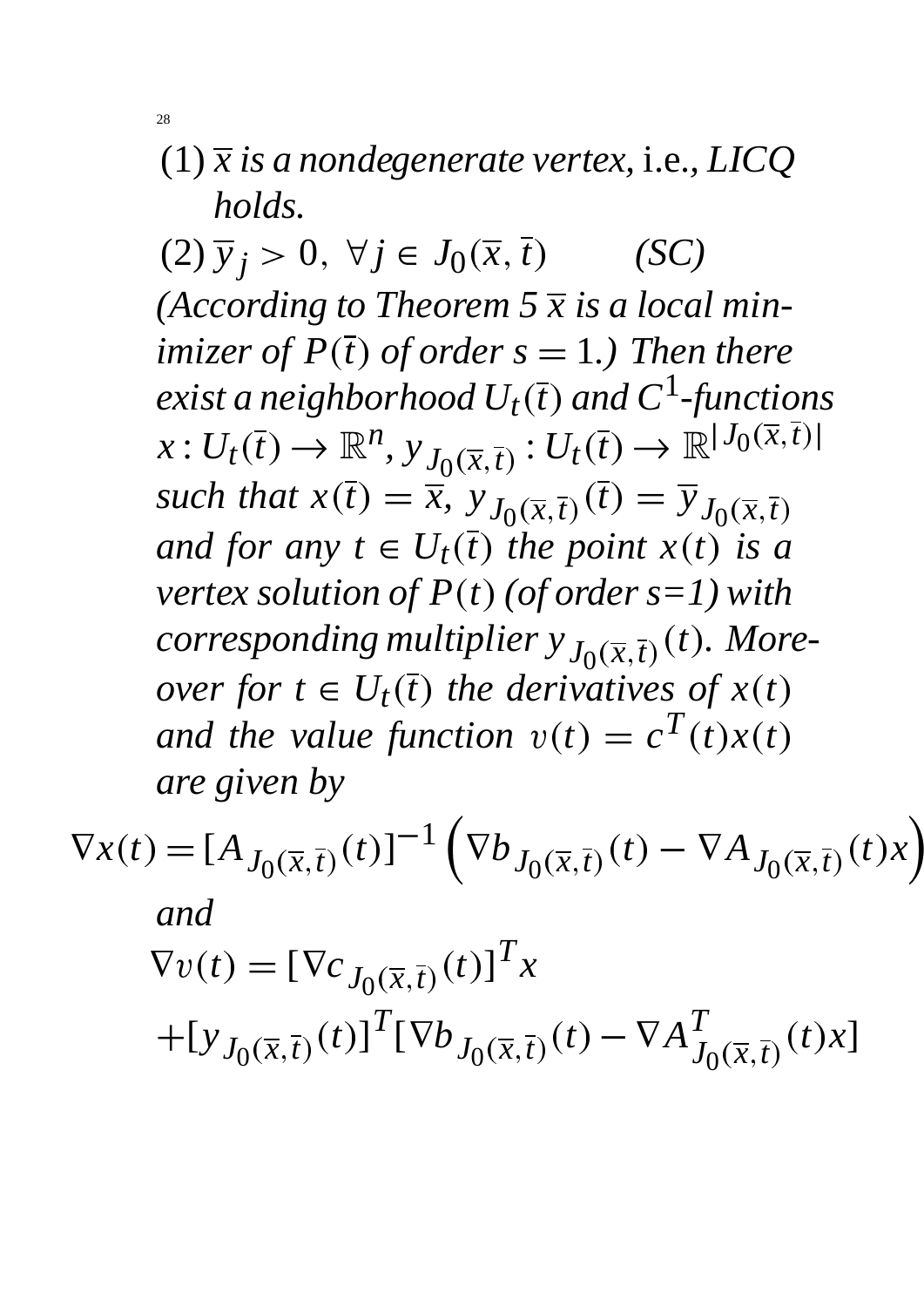(1) $\overline{x}$ *is a nondegenerate vertex,* i.e., *LICQ holds.*

(2) $\overline{y}_j > 0, \ \forall j \in J_0(\overline{x}, \overline{t})$ *(SC)*

*(According to Theorem 5 $\overline{x}$ is a local minimizer of $P(\overline{t})$ of order $s = 1$.) Then there exist a neighborhood $U_t(\overline{t})$ and $C^1$-functions $x : U_t(\overline{t}) \to \mathbb{R}^n$, $y_{J_0(\overline{x},\overline{t})} : U_t(\overline{t}) \to \mathbb{R}^{|J_0(\overline{x},\overline{t})|}$ such that $x(\overline{t}) = \overline{x}$, $y_{J_0(\overline{x},\overline{t})}(\overline{t}) = \overline{y}_{J_0(\overline{x},\overline{t})}$ and for any $t \in U_t(\overline{t})$ the point $x(t)$ is a vertex solution of $P(t)$ (of order s=1) with corresponding multiplier $y_{J_0(\overline{x},\overline{t})}(t)$. Moreover for $t \in U_t(\overline{t})$ the derivatives of $x(t)$ and the value function $v(t) = c^T(t)x(t)$ are given by*

$$\nabla x(t) = [A_{J_0(\overline{x},\overline{t})}(t)]^{-1} \left( \nabla b_{J_0(\overline{x},\overline{t})}(t) - \nabla A_{J_0(\overline{x},\overline{t})}(t)x \right)$$

*and*

$$\nabla v(t) = [\nabla c_{J_0(\overline{x},\overline{t})}(t)]^T x$$
$$+ [y_{J_0(\overline{x},\overline{t})}(t)]^T [\nabla b_{J_0(\overline{x},\overline{t})}(t) - \nabla A^T_{J_0(\overline{x},\overline{t})}(t)x]$$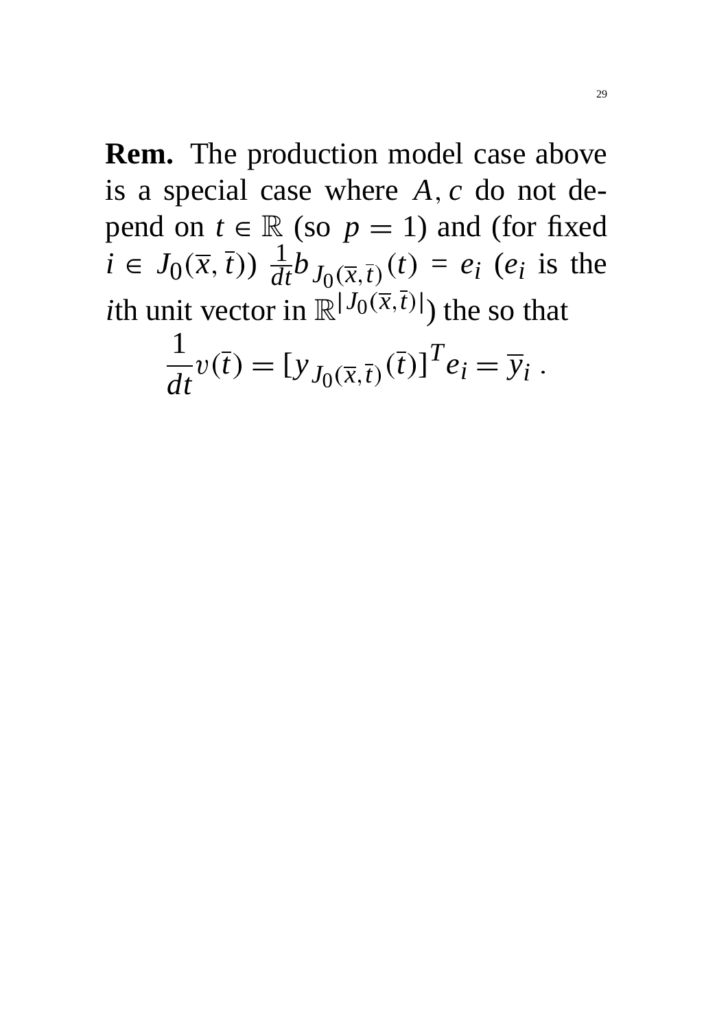**Rem.** The production model case above is a special case where $A, c$ do not depend on $t \in \mathbb{R}$ (so $p = 1$) and (for fixed $i \in J_0(\overline{x}, \bar{t})$) $\frac{1}{dt} b_{J_0(\overline{x},\bar{t})}(t) = e_i$ ($e_i$ is the $i$th unit vector in $\mathbb{R}^{|J_0(\overline{x},\bar{t})|}$) the so that

$$\frac{1}{dt} v(\bar{t}) = [y_{J_0(\overline{x},\bar{t})}(\bar{t})]^T e_i = \overline{y}_i \ .$$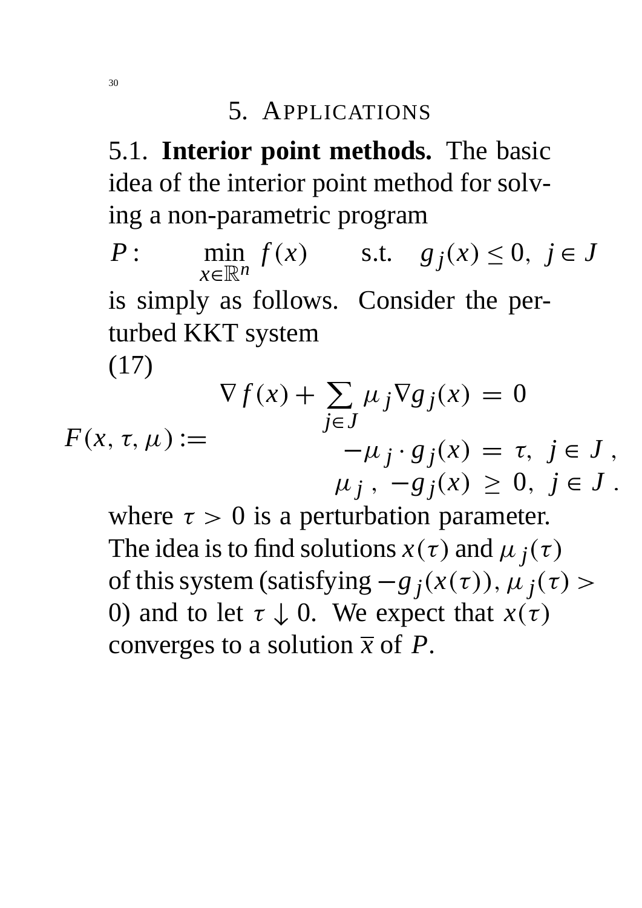## 5. Applications

**5.1. Interior point methods.** The basic idea of the interior point method for solving a non-parametric program

$$P: \qquad \min_{x \in \mathbb{R}^n} f(x) \qquad \text{s.t.} \quad g_j(x) \le 0, \; j \in J$$

is simply as follows. Consider the perturbed KKT system

(17)

$$F(x, \tau, \mu) := \begin{array}{rcl} \nabla f(x) + \sum_{j \in J} \mu_j \nabla g_j(x) & = & 0 \\ -\mu_j \cdot g_j(x) & = & \tau, \; j \in J \; , \\ \mu_j \; , \; -g_j(x) & \ge & 0, \; j \in J \; . \end{array}$$

where $\tau > 0$ is a perturbation parameter. The idea is to find solutions $x(\tau)$ and $\mu_j(\tau)$ of this system (satisfying $-g_j(x(\tau)), \mu_j(\tau) > 0$) and to let $\tau \downarrow 0$. We expect that $x(\tau)$ converges to a solution $\overline{x}$ of $P$.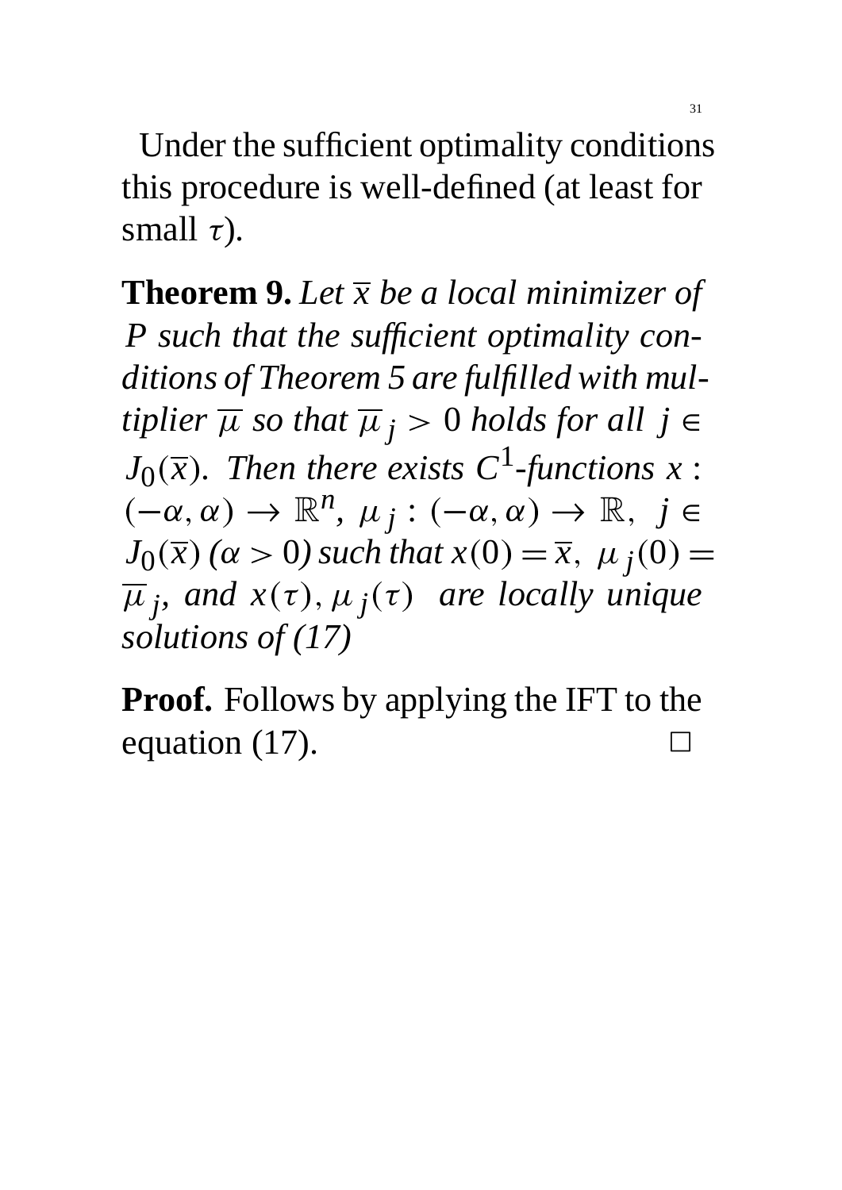Under the sufficient optimality conditions this procedure is well-defined (at least for small $\tau$).

**Theorem 9.** *Let $\overline{x}$ be a local minimizer of $P$ such that the sufficient optimality conditions of Theorem 5 are fulfilled with multiplier $\overline{\mu}$ so that $\overline{\mu}_j > 0$ holds for all $j \in J_0(\overline{x})$. Then there exists $C^1$-functions $x : (-\alpha, \alpha) \to \mathbb{R}^n$, $\mu_j : (-\alpha, \alpha) \to \mathbb{R}$, $j \in J_0(\overline{x})$ ($\alpha > 0$) such that $x(0) = \overline{x}$, $\mu_j(0) = \overline{\mu}_j$, and $x(\tau), \mu_j(\tau)$ are locally unique solutions of (17)*

**Proof.** Follows by applying the IFT to the equation (17). □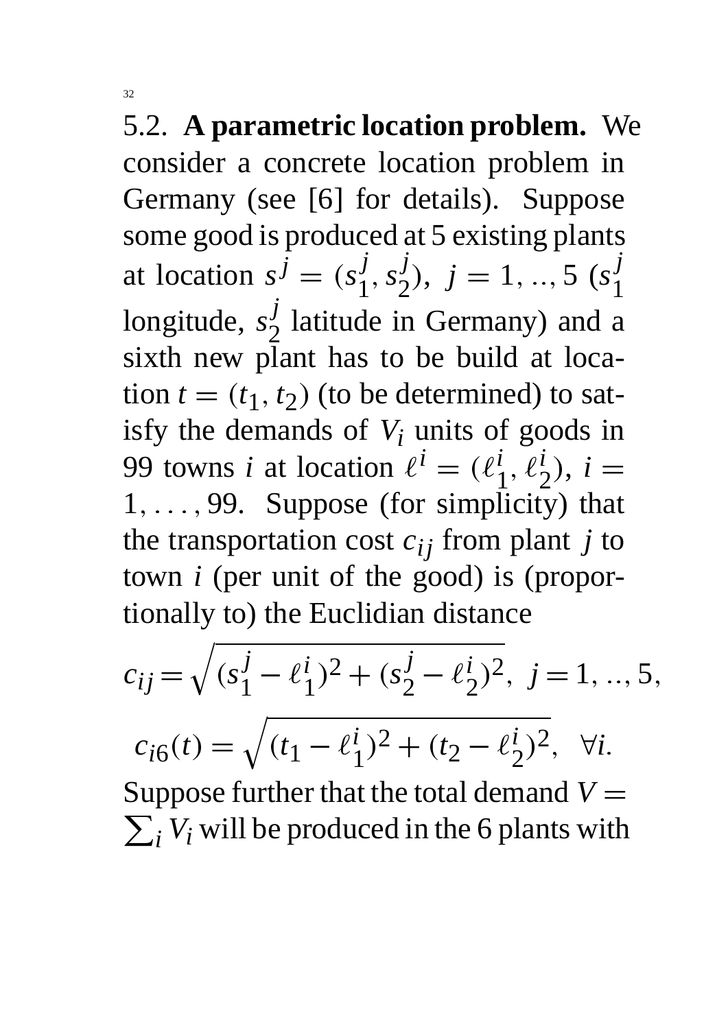5.2. **A parametric location problem.** We consider a concrete location problem in Germany (see [6] for details). Suppose some good is produced at 5 existing plants at location $s^j = (s_1^j, s_2^j),\ j = 1, .., 5$ ($s_1^j$ longitude, $s_2^j$ latitude in Germany) and a sixth new plant has to be build at location $t = (t_1, t_2)$ (to be determined) to satisfy the demands of $V_i$ units of goods in 99 towns $i$ at location $\ell^i = (\ell_1^i, \ell_2^i),\ i = 1, \ldots, 99$. Suppose (for simplicity) that the transportation cost $c_{ij}$ from plant $j$ to town $i$ (per unit of the good) is (proportionally to) the Euclidian distance

$$c_{ij} = \sqrt{(s_1^j - \ell_1^i)^2 + (s_2^j - \ell_2^i)^2},\ \ j = 1, .., 5,$$

$$c_{i6}(t) = \sqrt{(t_1 - \ell_1^i)^2 + (t_2 - \ell_2^i)^2},\ \ \forall i.$$

Suppose further that the total demand $V = \sum_i V_i$ will be produced in the 6 plants with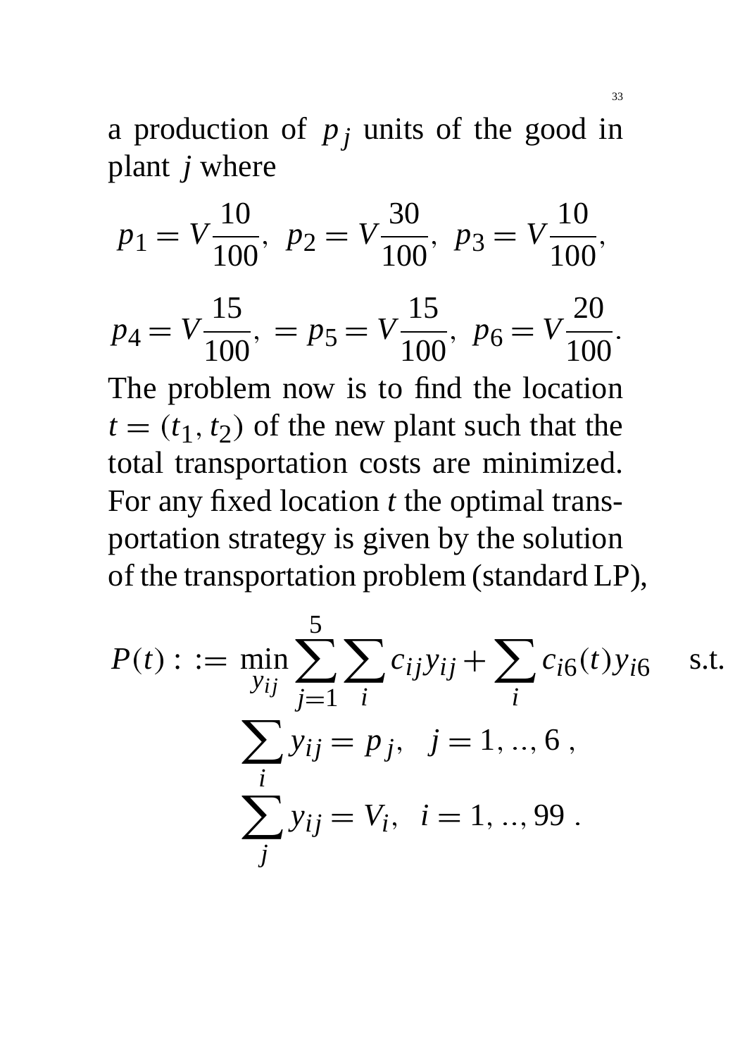a production of $p_j$ units of the good in plant $j$ where

$$p_1 = V\frac{10}{100},\ p_2 = V\frac{30}{100},\ p_3 = V\frac{10}{100},$$

$$p_4 = V\frac{15}{100},\ = p_5 = V\frac{15}{100},\ p_6 = V\frac{20}{100}.$$

The problem now is to find the location $t = (t_1, t_2)$ of the new plant such that the total transportation costs are minimized. For any fixed location $t$ the optimal transportation strategy is given by the solution of the transportation problem (standard LP),

$$P(t) :\ := \min_{y_{ij}} \sum_{j=1}^{5} \sum_{i} c_{ij} y_{ij} + \sum_{i} c_{i6}(t) y_{i6} \quad \text{s.t.}$$

$$\sum_{i} y_{ij} = p_j, \quad j = 1, .., 6\ ,$$

$$\sum_{j} y_{ij} = V_i, \quad i = 1, .., 99\ .$$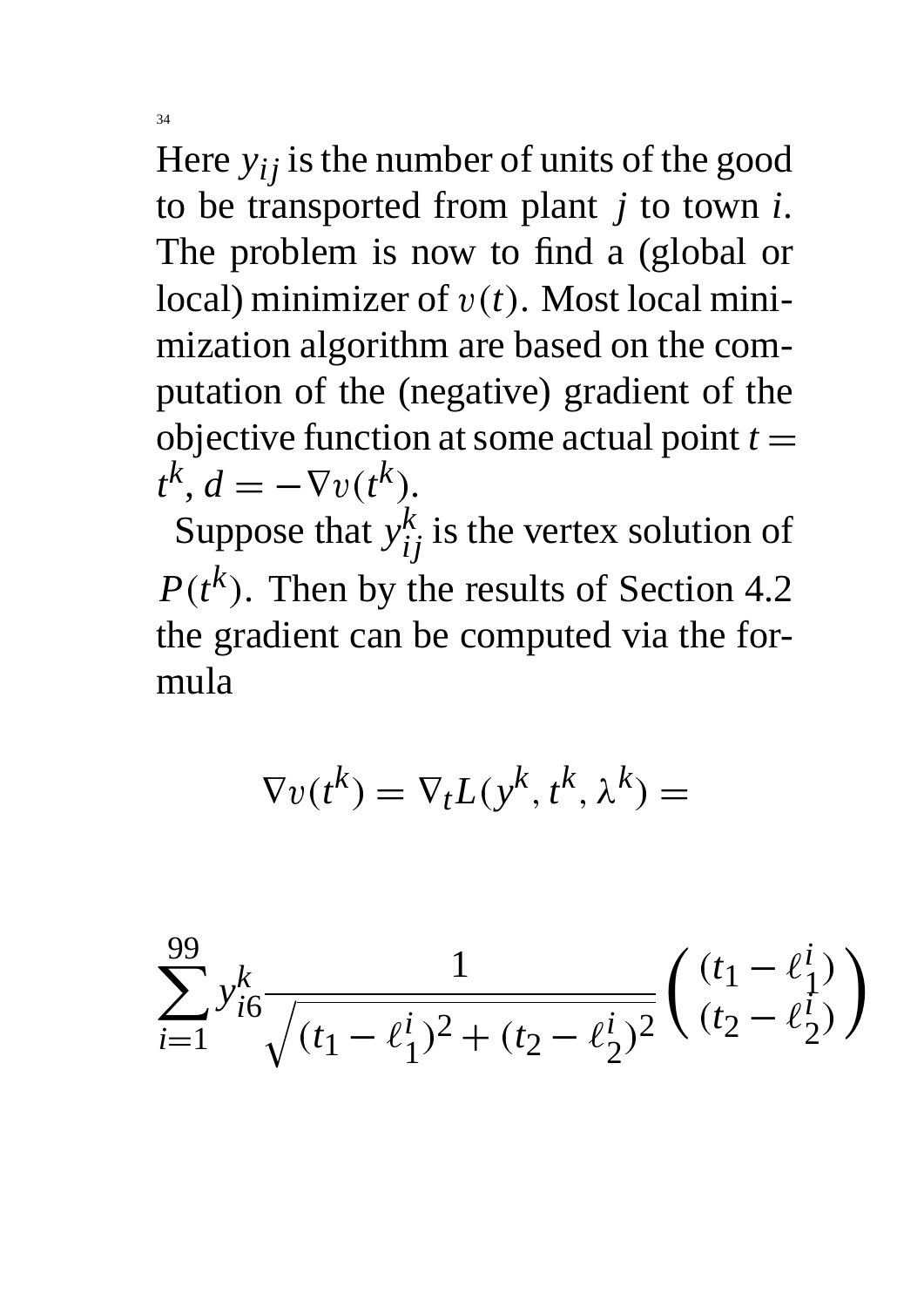Here $y_{ij}$ is the number of units of the good to be transported from plant $j$ to town $i$. The problem is now to find a (global or local) minimizer of $v(t)$. Most local minimization algorithm are based on the computation of the (negative) gradient of the objective function at some actual point $t = t^k$, $d = -\nabla v(t^k)$.

Suppose that $y_{ij}^k$ is the vertex solution of $P(t^k)$. Then by the results of Section 4.2 the gradient can be computed via the formula

$$\nabla v(t^k) = \nabla_t L(y^k, t^k, \lambda^k) =$$

$$\sum_{i=1}^{99} y_{i6}^k \frac{1}{\sqrt{(t_1 - \ell_1^i)^2 + (t_2 - \ell_2^i)^2}} \begin{pmatrix} (t_1 - \ell_1^i) \\ (t_2 - \ell_2^i) \end{pmatrix}$$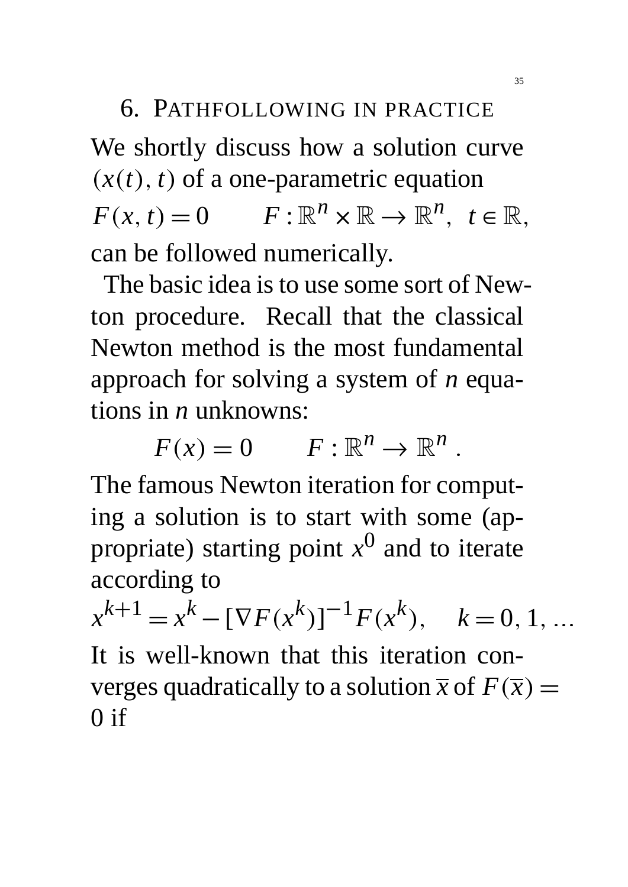# 6. Pathfollowing in practice

We shortly discuss how a solution curve $(x(t), t)$ of a one-parametric equation

$$F(x,t) = 0 \qquad F : \mathbb{R}^n \times \mathbb{R} \to \mathbb{R}^n, \;\; t \in \mathbb{R},$$

can be followed numerically.

The basic idea is to use some sort of Newton procedure. Recall that the classical Newton method is the most fundamental approach for solving a system of $n$ equations in $n$ unknowns:

$$F(x) = 0 \qquad F : \mathbb{R}^n \to \mathbb{R}^n \,.$$

The famous Newton iteration for computing a solution is to start with some (appropriate) starting point $x^0$ and to iterate according to

$$x^{k+1} = x^k - [\nabla F(x^k)]^{-1} F(x^k), \quad k = 0, 1, \dots$$

It is well-known that this iteration converges quadratically to a solution $\overline{x}$ of $F(\overline{x}) = 0$ if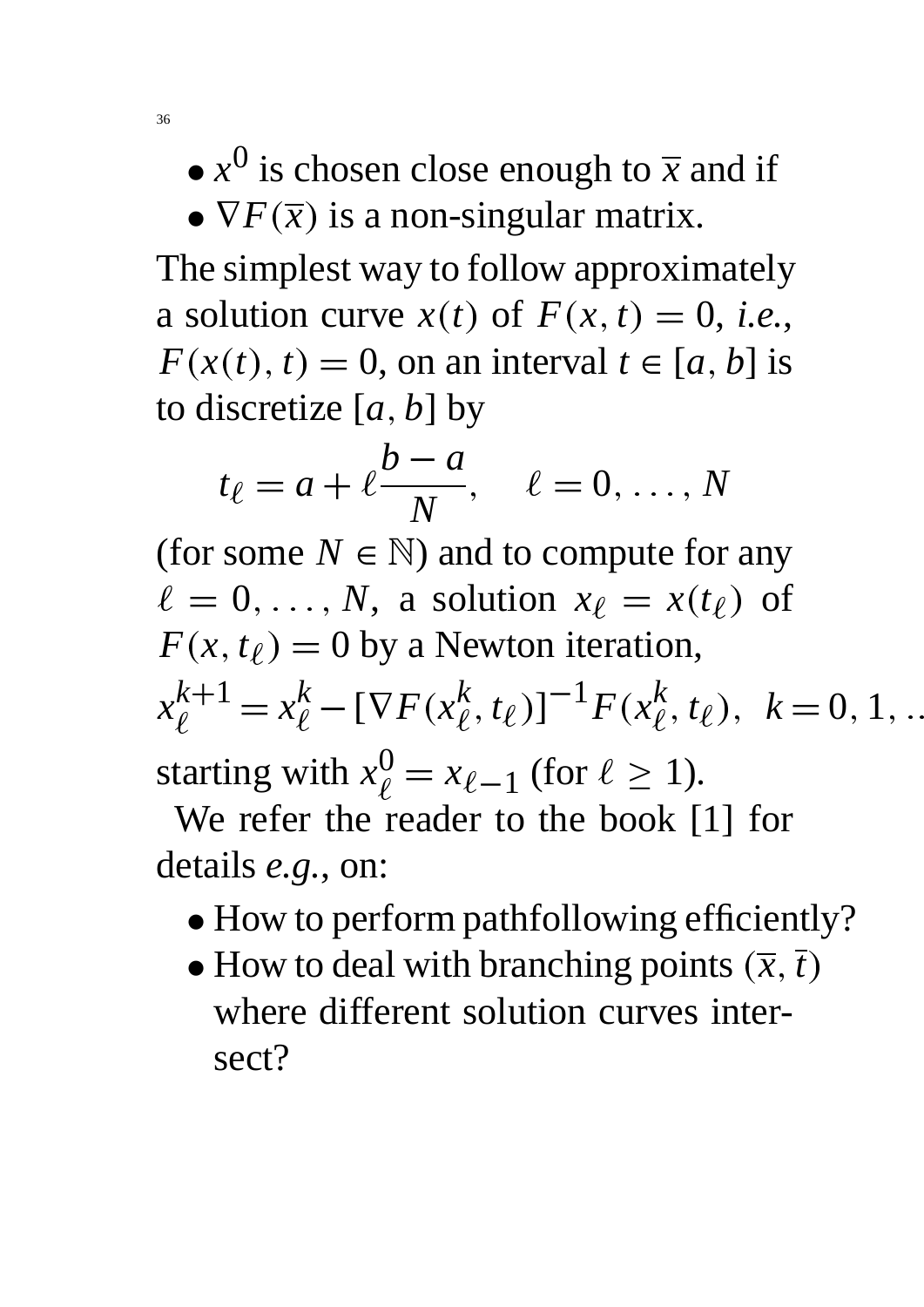- $x^0$ is chosen close enough to $\overline{x}$ and if
- $\nabla F(\overline{x})$ is a non-singular matrix.

The simplest way to follow approximately a solution curve $x(t)$ of $F(x,t) = 0$, *i.e.*, $F(x(t), t) = 0$, on an interval $t \in [a, b]$ is to discretize $[a, b]$ by

$$t_\ell = a + \ell \frac{b-a}{N}, \quad \ell = 0, \ldots, N$$

(for some $N \in \mathbb{N}$) and to compute for any $\ell = 0, \ldots, N$, a solution $x_\ell = x(t_\ell)$ of $F(x, t_\ell) = 0$ by a Newton iteration,

$$x_\ell^{k+1} = x_\ell^k - [\nabla F(x_\ell^k, t_\ell)]^{-1} F(x_\ell^k, t_\ell), \;\; k = 0, 1, \ldots$$

starting with $x_\ell^0 = x_{\ell-1}$ (for $\ell \geq 1$).

We refer the reader to the book [1] for details *e.g.*, on:

- How to perform pathfollowing efficiently?
- How to deal with branching points $(\overline{x}, \overline{t})$ where different solution curves intersect?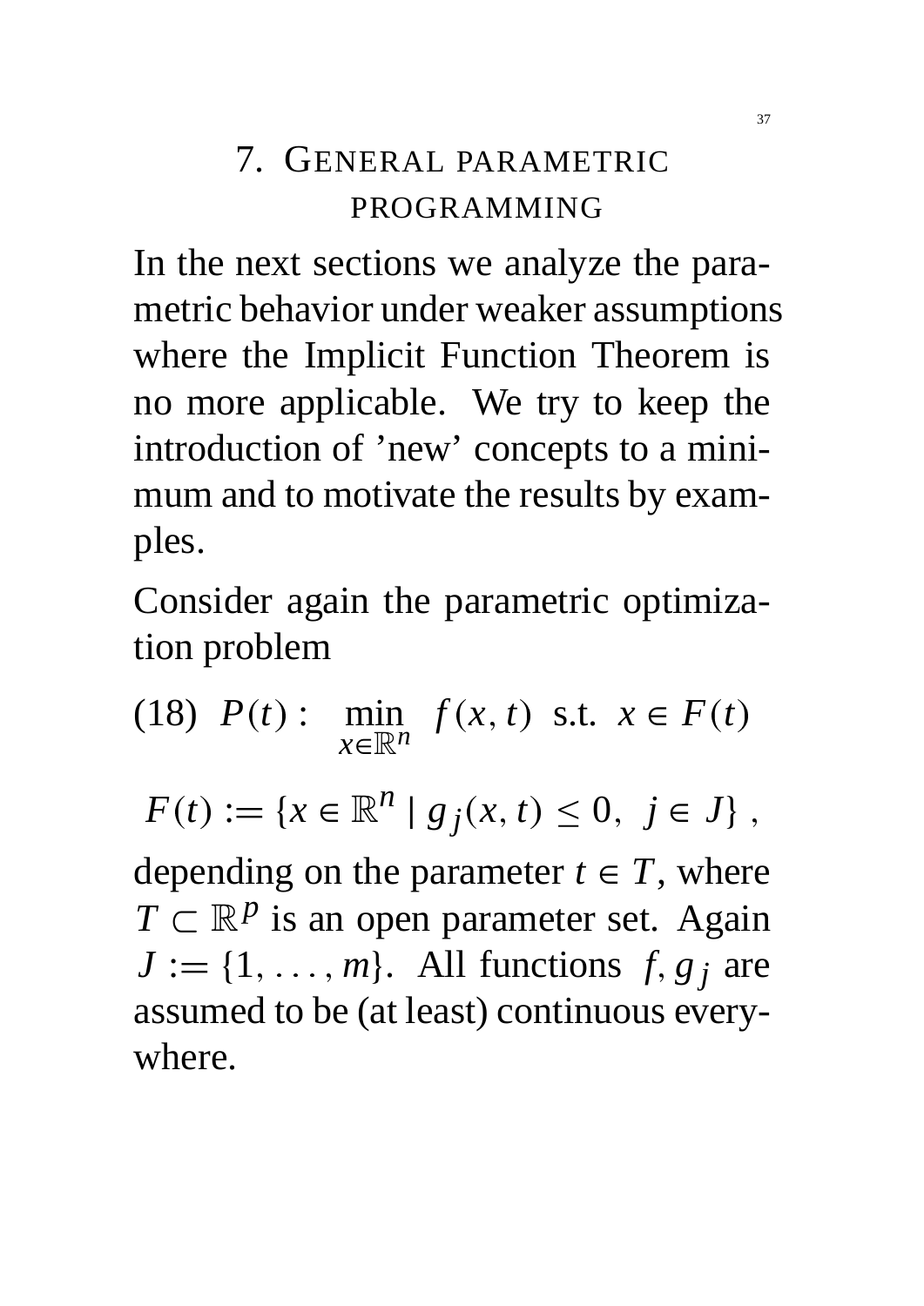# 7. GENERAL PARAMETRIC PROGRAMMING

In the next sections we analyze the parametric behavior under weaker assumptions where the Implicit Function Theorem is no more applicable. We try to keep the introduction of 'new' concepts to a minimum and to motivate the results by examples.

Consider again the parametric optimization problem

$$(18) \quad P(t): \quad \min_{x \in \mathbb{R}^n} \; f(x,t) \; \text{ s.t. } \; x \in F(t)$$

$$F(t) := \{x \in \mathbb{R}^n \mid g_j(x,t) \leq 0, \; j \in J\} \; ,$$

depending on the parameter $t \in T$, where $T \subset \mathbb{R}^p$ is an open parameter set. Again $J := \{1, \ldots, m\}$. All functions $f, g_j$ are assumed to be (at least) continuous everywhere.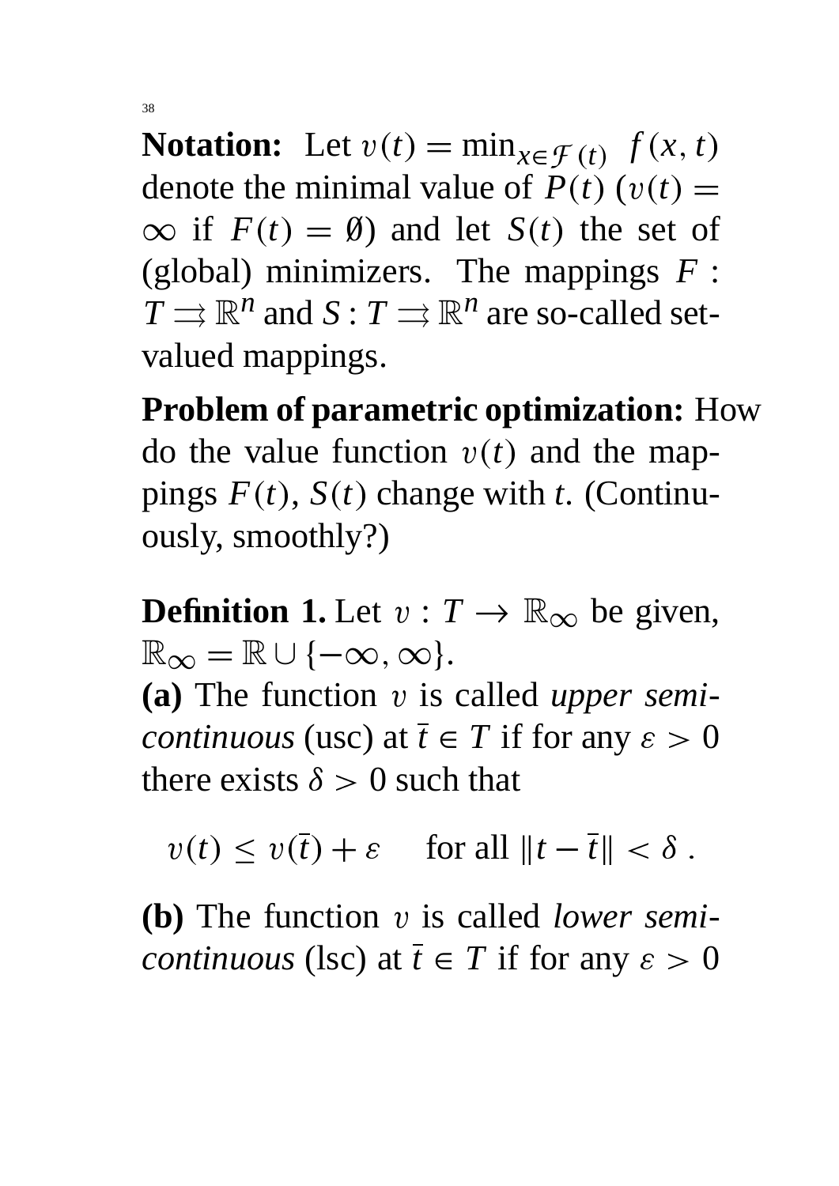**Notation:** Let $v(t) = \min_{x \in \mathcal{F}(t)} \; f(x,t)$ denote the minimal value of $P(t)$ ($v(t) = \infty$ if $F(t) = \emptyset$) and let $S(t)$ the set of (global) minimizers. The mappings $F : T \rightrightarrows \mathbb{R}^n$ and $S : T \rightrightarrows \mathbb{R}^n$ are so-called set-valued mappings.

**Problem of parametric optimization:** How do the value function $v(t)$ and the mappings $F(t)$, $S(t)$ change with $t$. (Continuously, smoothly?)

**Definition 1.** Let $v : T \to \mathbb{R}_\infty$ be given, $\mathbb{R}_\infty = \mathbb{R} \cup \{-\infty, \infty\}$.
**(a)** The function $v$ is called *upper semi-continuous* (usc) at $\bar{t} \in T$ if for any $\varepsilon > 0$ there exists $\delta > 0$ such that

$$v(t) \leq v(\bar{t}) + \varepsilon \quad \text{ for all } \|t - \bar{t}\| < \delta \; .$$

**(b)** The function $v$ is called *lower semi-continuous* (lsc) at $\bar{t} \in T$ if for any $\varepsilon > 0$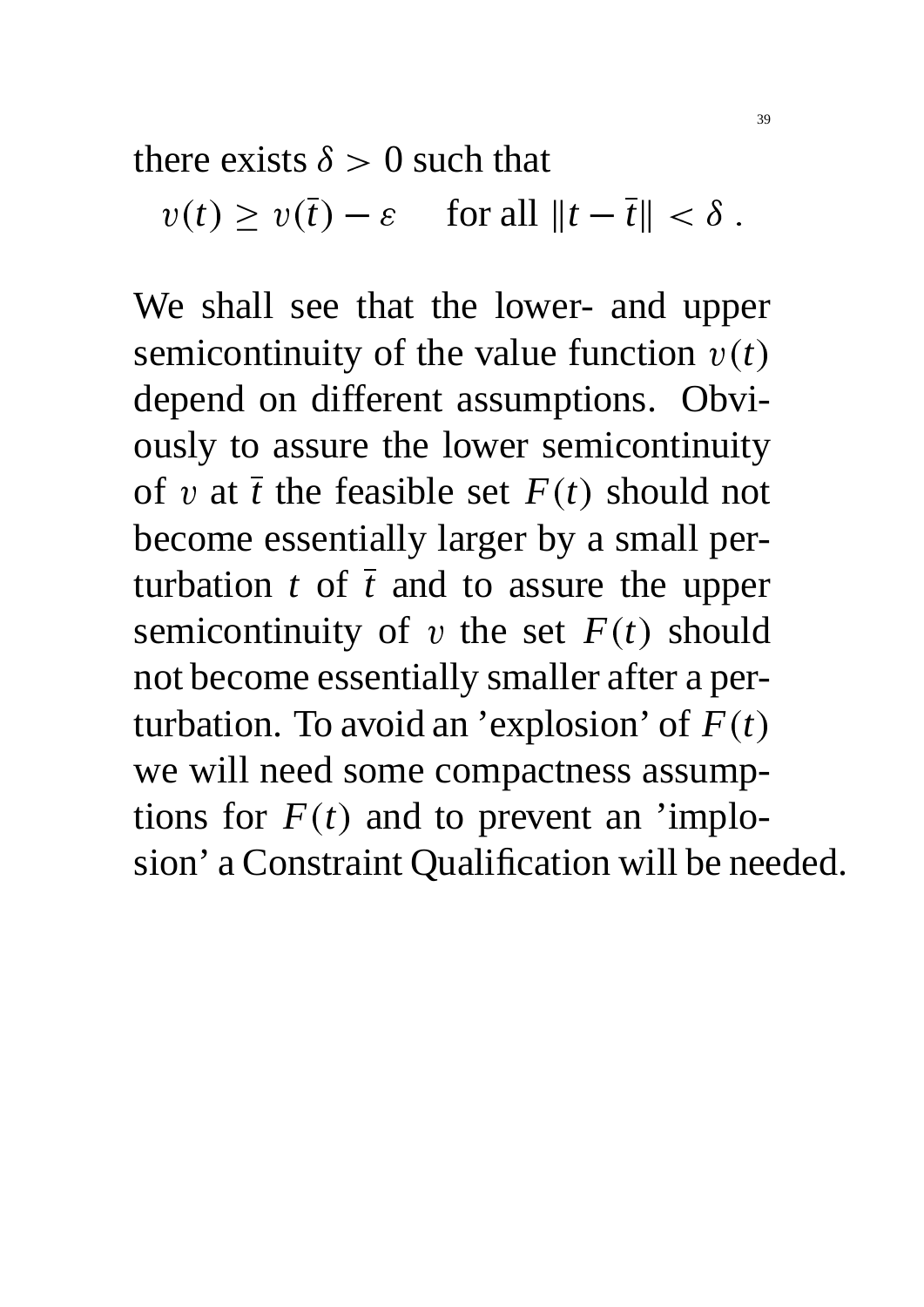there exists $\delta > 0$ such that

$$v(t) \geq v(\bar{t}) - \varepsilon \quad \text{for all } \|t - \bar{t}\| < \delta \, .$$

We shall see that the lower- and upper semicontinuity of the value function $v(t)$ depend on different assumptions. Obviously to assure the lower semicontinuity of $v$ at $\bar{t}$ the feasible set $F(t)$ should not become essentially larger by a small perturbation $t$ of $\bar{t}$ and to assure the upper semicontinuity of $v$ the set $F(t)$ should not become essentially smaller after a perturbation. To avoid an 'explosion' of $F(t)$ we will need some compactness assumptions for $F(t)$ and to prevent an 'implosion' a Constraint Qualification will be needed.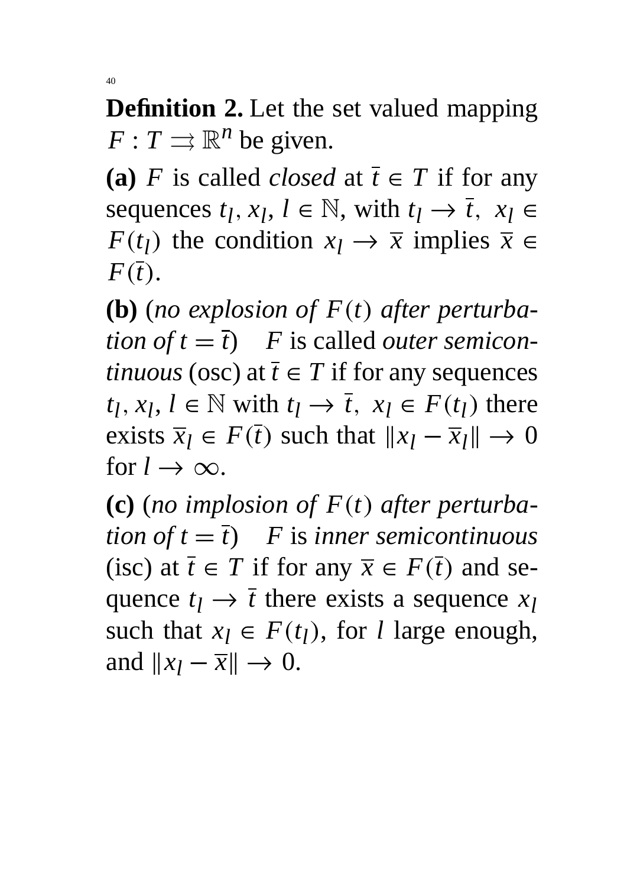**Definition 2.** Let the set valued mapping $F : T \rightrightarrows \mathbb{R}^n$ be given.

**(a)** $F$ is called *closed* at $\bar{t} \in T$ if for any sequences $t_l, x_l, l \in \mathbb{N}$, with $t_l \to \bar{t},\ x_l \in F(t_l)$ the condition $x_l \to \bar{x}$ implies $\bar{x} \in F(\bar{t})$.

**(b)** (*no explosion of $F(t)$ after perturbation of $t = \bar{t}$*) $F$ is called *outer semicontinuous* (osc) at $\bar{t} \in T$ if for any sequences $t_l, x_l, l \in \mathbb{N}$ with $t_l \to \bar{t},\ x_l \in F(t_l)$ there exists $\bar{x}_l \in F(\bar{t})$ such that $\|x_l - \bar{x}_l\| \to 0$ for $l \to \infty$.

**(c)** (*no implosion of $F(t)$ after perturbation of $t = \bar{t}$*) $F$ is *inner semicontinuous* (isc) at $\bar{t} \in T$ if for any $\bar{x} \in F(\bar{t})$ and sequence $t_l \to \bar{t}$ there exists a sequence $x_l$ such that $x_l \in F(t_l)$, for $l$ large enough, and $\|x_l - \bar{x}\| \to 0$.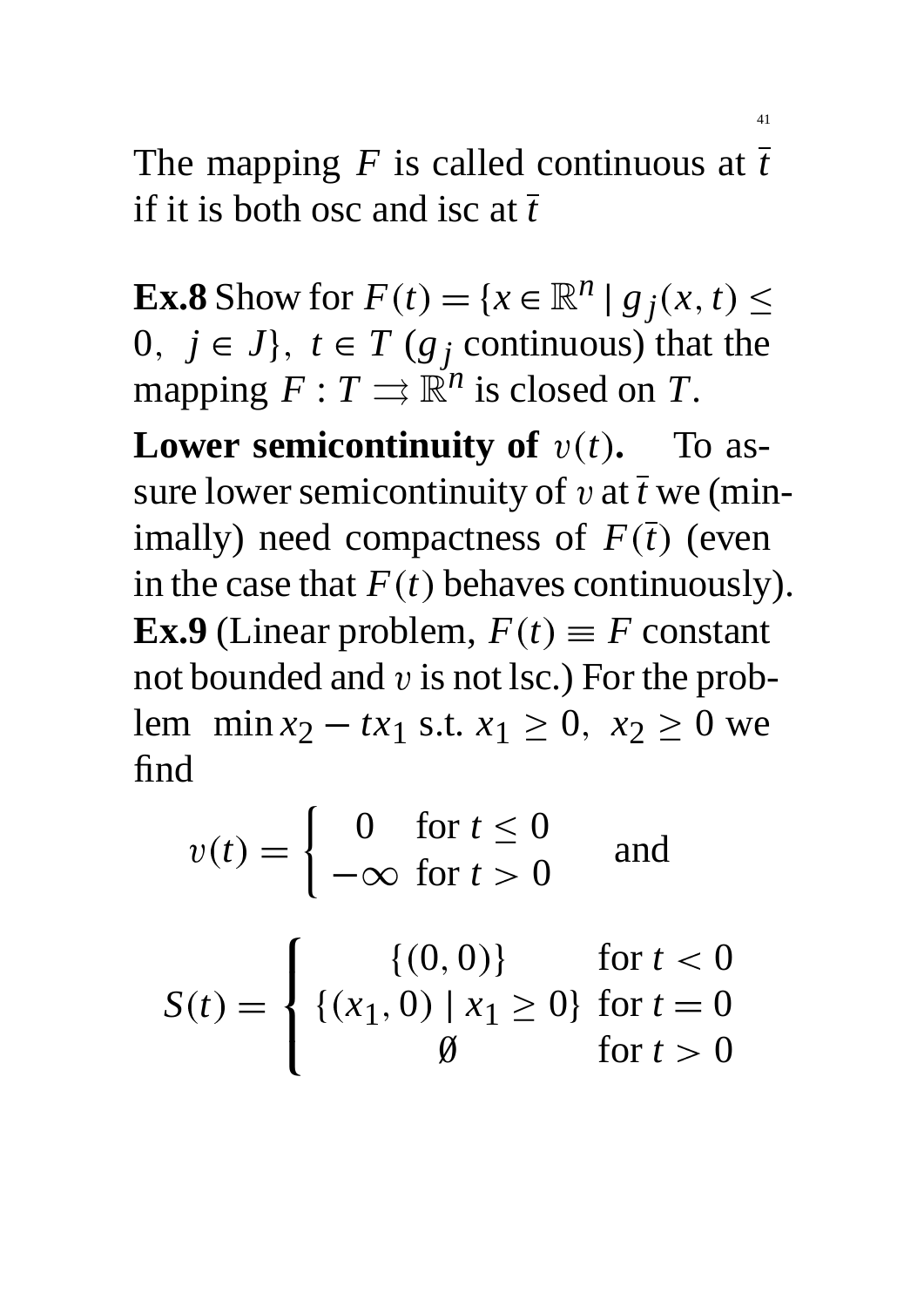The mapping $F$ is called continuous at $\bar{t}$ if it is both osc and isc at $\bar{t}$

**Ex.8** Show for $F(t) = \{x \in \mathbb{R}^n \mid g_j(x,t) \leq 0,\ j \in J\},\ t \in T$ ($g_j$ continuous) that the mapping $F : T \rightrightarrows \mathbb{R}^n$ is closed on $T$.

**Lower semicontinuity of $v(t)$.** To assure lower semicontinuity of $v$ at $\bar{t}$ we (minimally) need compactness of $F(\bar{t})$ (even in the case that $F(t)$ behaves continuously).

**Ex.9** (Linear problem, $F(t) \equiv F$ constant not bounded and $v$ is not lsc.) For the problem $\min x_2 - tx_1$ s.t. $x_1 \geq 0,\ x_2 \geq 0$ we find

$$v(t) = \begin{cases} 0 & \text{for } t \leq 0 \\ -\infty & \text{for } t > 0 \end{cases} \quad \text{and}$$

$$S(t) = \begin{cases} \{(0,0)\} & \text{for } t < 0 \\ \{(x_1, 0) \mid x_1 \geq 0\} & \text{for } t = 0 \\ \emptyset & \text{for } t > 0 \end{cases}$$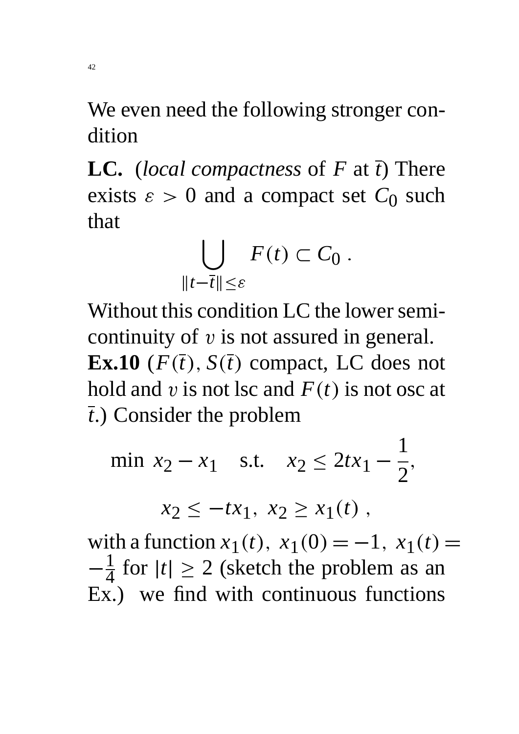We even need the following stronger condition

**LC.** (*local compactness* of $F$ at $\bar{t}$) There exists $\varepsilon > 0$ and a compact set $C_0$ such that

$$\bigcup_{\|t-\bar{t}\| \leq \varepsilon} F(t) \subset C_0 \; .$$

Without this condition LC the lower semicontinuity of $v$ is not assured in general.

**Ex.10** **(**$F(\bar{t}), S(\bar{t})$ compact, LC does not hold and $v$ is not lsc and $F(t)$ is not osc at $\bar{t}$.) Consider the problem

$$\min \; x_2 - x_1 \quad \text{s.t.} \quad x_2 \leq 2tx_1 - \frac{1}{2},$$

$$x_2 \leq -tx_1, \; x_2 \geq x_1(t) \; ,$$

with a function $x_1(t), \; x_1(0) = -1, \; x_1(t) = -\frac{1}{4}$ for $|t| \geq 2$ (sketch the problem as an Ex.) we find with continuous functions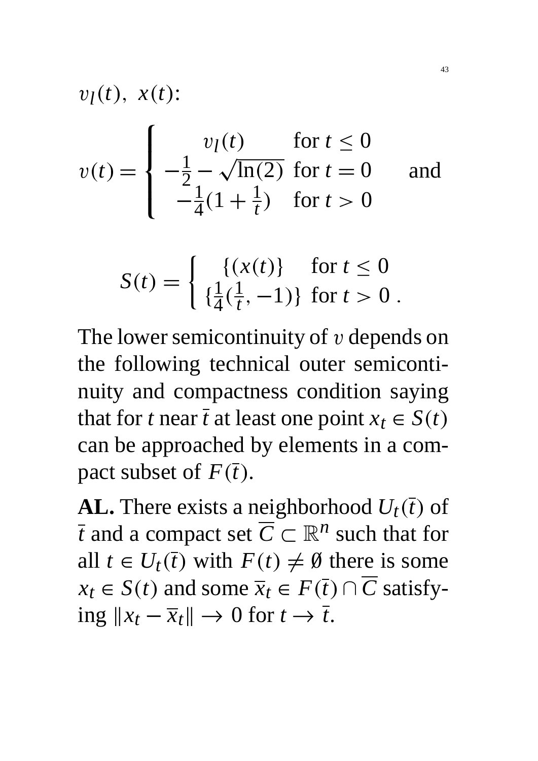$v_l(t),\ x(t)$:

$$v(t) = \begin{cases} v_l(t) & \text{for } t \leq 0 \\ -\frac{1}{2} - \sqrt{\ln(2)} & \text{for } t = 0 \\ -\frac{1}{4}(1 + \frac{1}{t}) & \text{for } t > 0 \end{cases} \quad \text{and}$$

$$S(t) = \begin{cases} \{(x(t)\} & \text{for } t \leq 0 \\ \{\frac{1}{4}(\frac{1}{t}, -1)\} & \text{for } t > 0\ . \end{cases}$$

The lower semicontinuity of $v$ depends on the following technical outer semicontinuity and compactness condition saying that for $t$ near $\bar{t}$ at least one point $x_t \in S(t)$ can be approached by elements in a compact subset of $F(\bar{t})$.

**AL.** There exists a neighborhood $U_t(\bar{t})$ of $\bar{t}$ and a compact set $\overline{C} \subset \mathbb{R}^n$ such that for all $t \in U_t(\bar{t})$ with $F(t) \neq \emptyset$ there is some $x_t \in S(t)$ and some $\overline{x}_t \in F(\bar{t}) \cap \overline{C}$ satisfying $\|x_t - \overline{x}_t\| \to 0$ for $t \to \bar{t}$.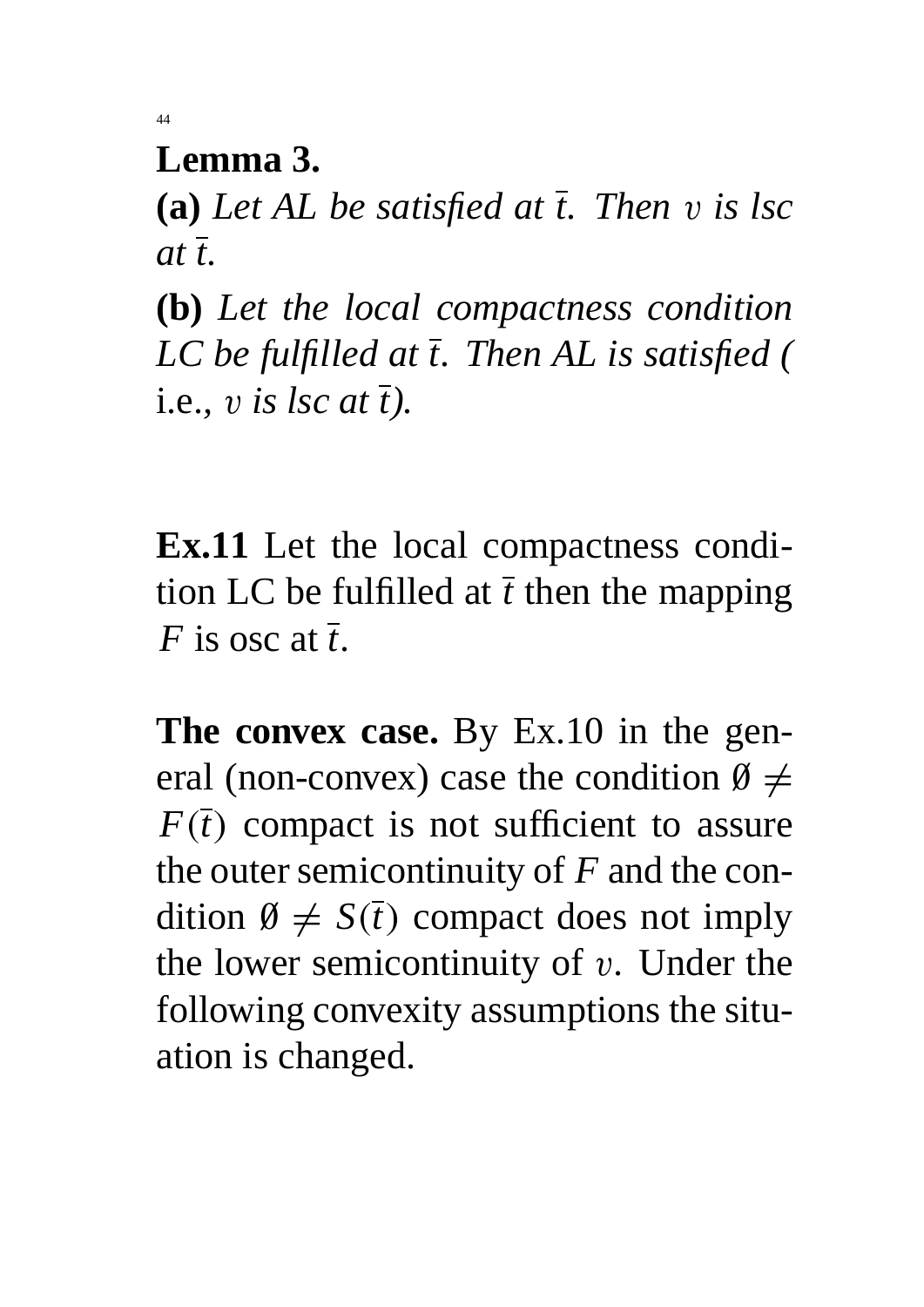**Lemma 3.**

**(a)** *Let AL be satisfied at $\bar{t}$. Then $v$ is lsc at $\bar{t}$.*

**(b)** *Let the local compactness condition LC be fulfilled at $\bar{t}$. Then AL is satisfied (* i.e., *$v$ is lsc at $\bar{t}$).*

**Ex.11** Let the local compactness condition LC be fulfilled at $\bar{t}$ then the mapping $F$ is osc at $\bar{t}$.

**The convex case.** By Ex.10 in the general (non-convex) case the condition $\emptyset \neq F(\bar{t})$ compact is not sufficient to assure the outer semicontinuity of $F$ and the condition $\emptyset \neq S(\bar{t})$ compact does not imply the lower semicontinuity of $v$. Under the following convexity assumptions the situation is changed.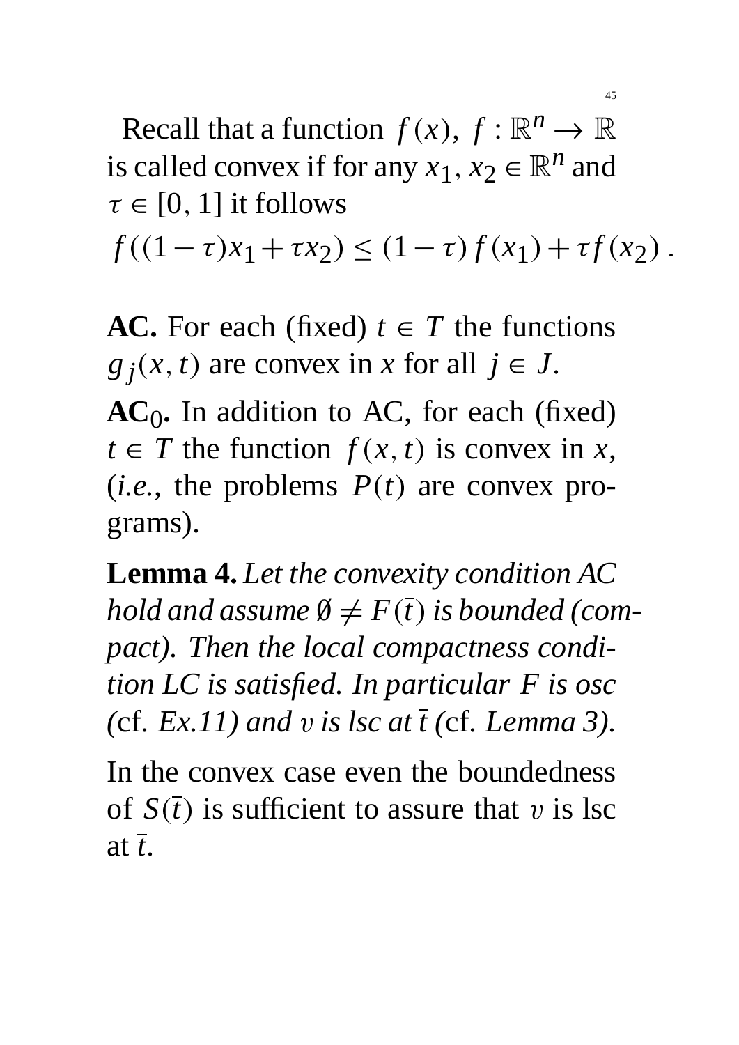Recall that a function $f(x),\ f : \mathbb{R}^n \to \mathbb{R}$ is called convex if for any $x_1, x_2 \in \mathbb{R}^n$ and $\tau \in [0,1]$ it follows

$$f((1-\tau)x_1 + \tau x_2) \leq (1-\tau) f(x_1) + \tau f(x_2) .$$

**AC.** For each (fixed) $t \in T$ the functions $g_j(x,t)$ are convex in $x$ for all $j \in J$.

**AC$_0$.** In addition to AC, for each (fixed) $t \in T$ the function $f(x,t)$ is convex in $x$, (*i.e.*, the problems $P(t)$ are convex programs).

**Lemma 4.** *Let the convexity condition AC hold and assume $\emptyset \neq F(\bar{t})$ is bounded (compact). Then the local compactness condition LC is satisfied. In particular $F$ is osc (*cf. *Ex.11) and $v$ is lsc at $\bar{t}$ (*cf. *Lemma 3).*

In the convex case even the boundedness of $S(\bar{t})$ is sufficient to assure that $v$ is lsc at $\bar{t}$.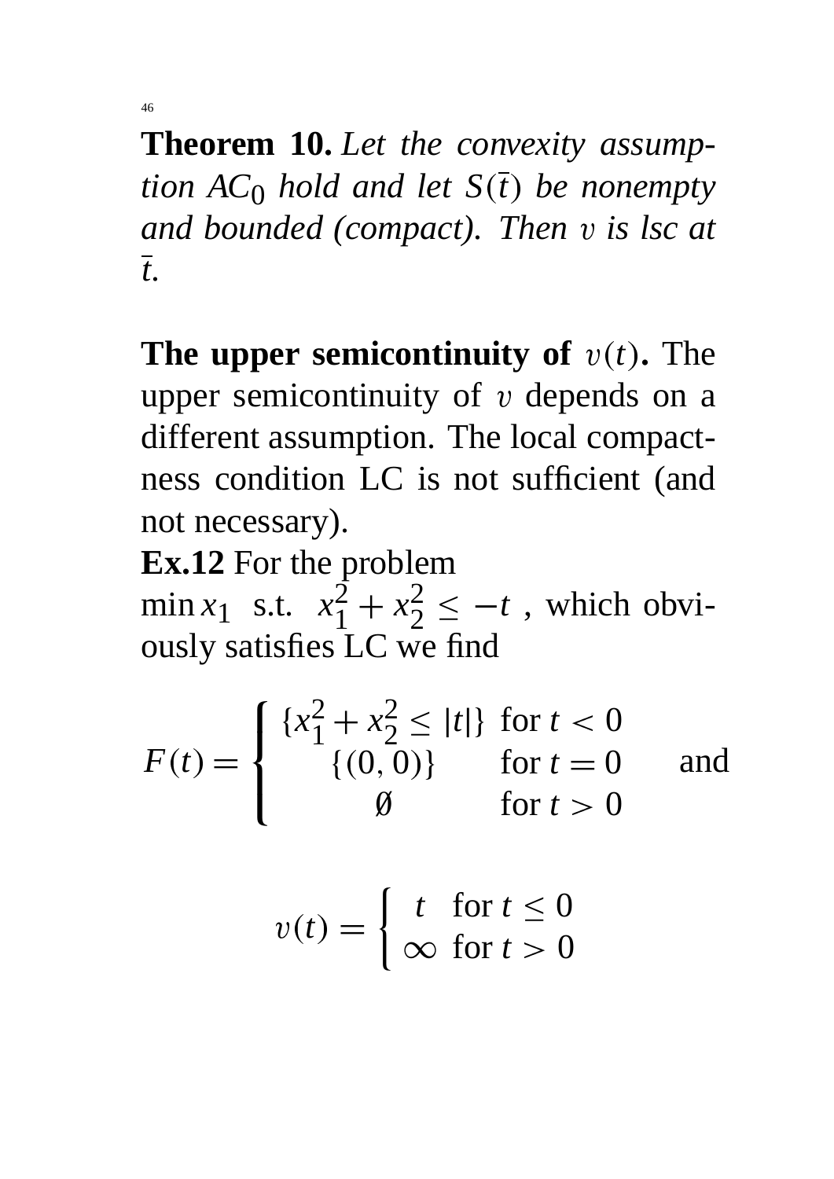**Theorem 10.** *Let the convexity assumption $AC_0$ hold and let $S(\bar{t})$ be nonempty and bounded (compact). Then $v$ is lsc at $\bar{t}$.*

**The upper semicontinuity of $v(t)$.** The upper semicontinuity of $v$ depends on a different assumption. The local compactness condition LC is not sufficient (and not necessary).

**Ex.12** For the problem
$\min x_1$ s.t. $x_1^2 + x_2^2 \leq -t$ , which obviously satisfies LC we find

$$F(t) = \begin{cases} \{x_1^2 + x_2^2 \leq |t|\} & \text{for } t < 0 \\ \{(0,0)\} & \text{for } t = 0 \\ \emptyset & \text{for } t > 0 \end{cases} \quad \text{and}$$

$$v(t) = \begin{cases} t & \text{for } t \leq 0 \\ \infty & \text{for } t > 0 \end{cases}$$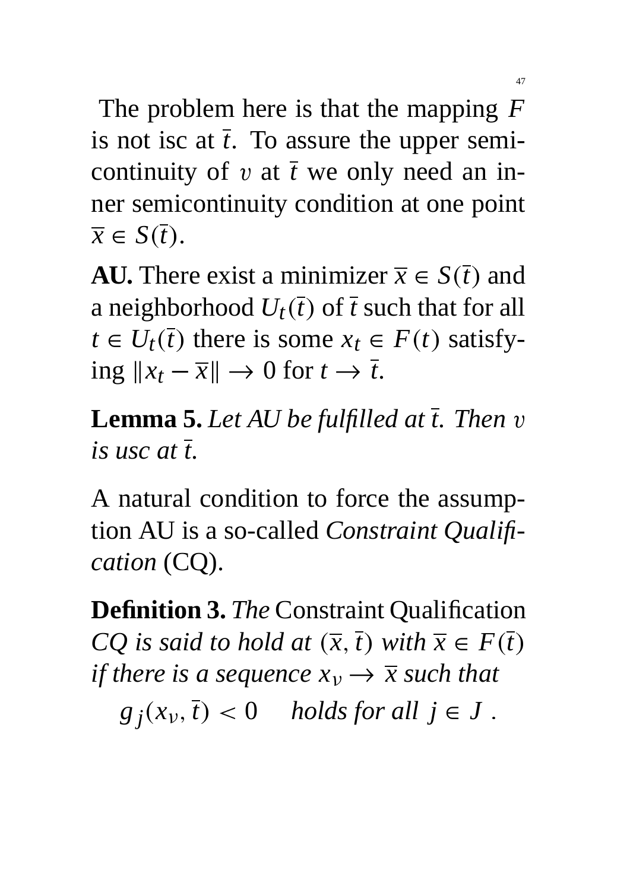The problem here is that the mapping $F$ is not isc at $\bar{t}$. To assure the upper semicontinuity of $v$ at $\bar{t}$ we only need an inner semicontinuity condition at one point $\bar{x} \in S(\bar{t})$.

**AU.** There exist a minimizer $\bar{x} \in S(\bar{t})$ and a neighborhood $U_t(\bar{t})$ of $\bar{t}$ such that for all $t \in U_t(\bar{t})$ there is some $x_t \in F(t)$ satisfying $\|x_t - \bar{x}\| \to 0$ for $t \to \bar{t}$.

**Lemma 5.** *Let AU be fulfilled at $\bar{t}$. Then $v$ is usc at $\bar{t}$.*

A natural condition to force the assumption AU is a so-called *Constraint Qualification* (CQ).

**Definition 3.** *The* Constraint Qualification *CQ is said to hold at $(\bar{x}, \bar{t})$ with $\bar{x} \in F(\bar{t})$ if there is a sequence $x_\nu \to \bar{x}$ such that*

$$g_j(x_\nu, \bar{t}) < 0 \quad \textit{holds for all } j \in J \ .$$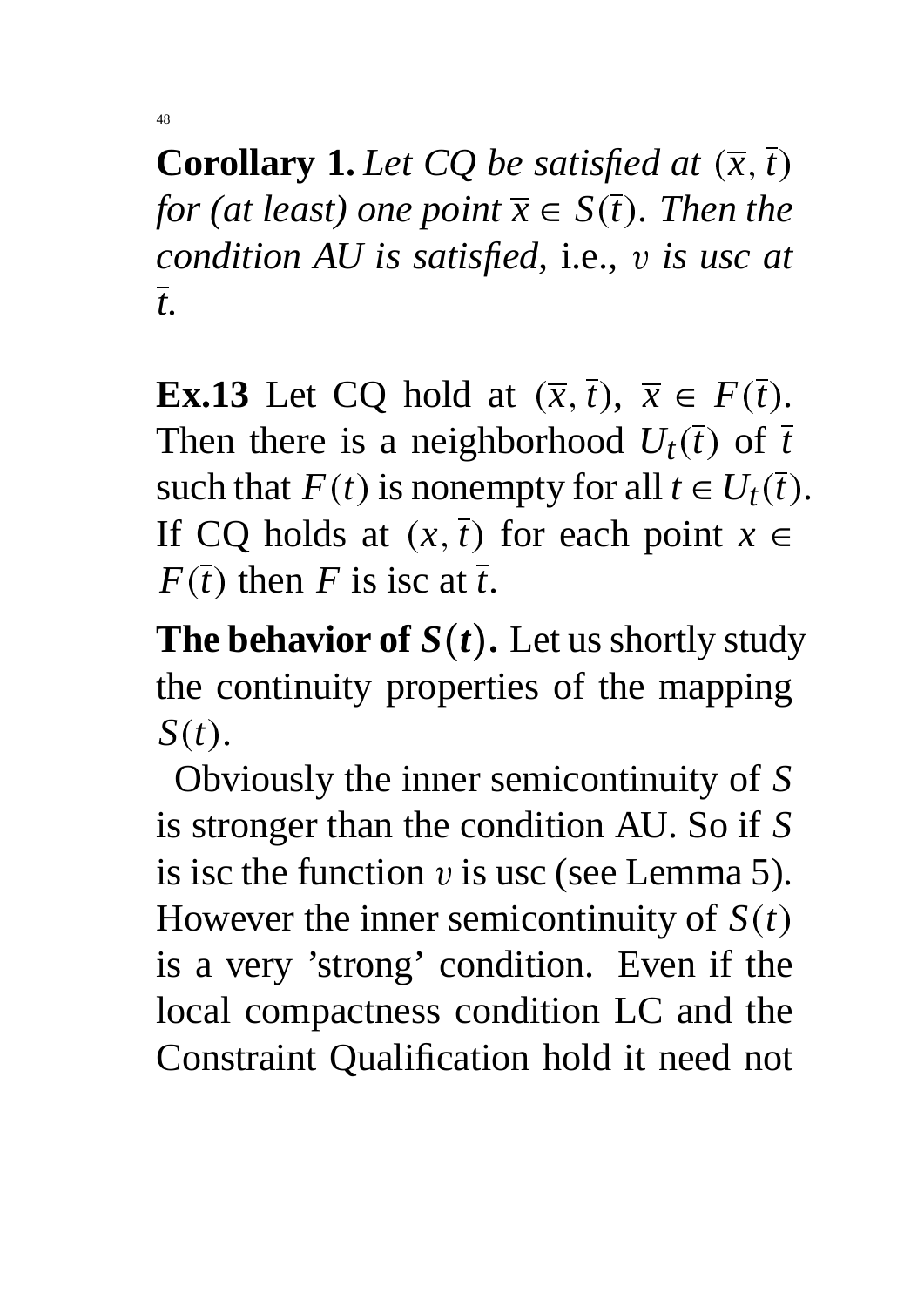**Corollary 1.** *Let CQ be satisfied at $(\overline{x}, \overline{t})$ for (at least) one point $\overline{x} \in S(\overline{t})$. Then the condition AU is satisfied,* i.e.*, $v$ is usc at $\overline{t}$.*

**Ex.13** Let CQ hold at $(\overline{x}, \overline{t})$, $\overline{x} \in F(\overline{t})$. Then there is a neighborhood $U_t(\overline{t})$ of $\overline{t}$ such that $F(t)$ is nonempty for all $t \in U_t(\overline{t})$. If CQ holds at $(x, \overline{t})$ for each point $x \in F(\overline{t})$ then $F$ is isc at $\overline{t}$.

**The behavior of $S(t)$.** Let us shortly study the continuity properties of the mapping $S(t)$.

Obviously the inner semicontinuity of $S$ is stronger than the condition AU. So if $S$ is isc the function $v$ is usc (see Lemma 5). However the inner semicontinuity of $S(t)$ is a very 'strong' condition. Even if the local compactness condition LC and the Constraint Qualification hold it need not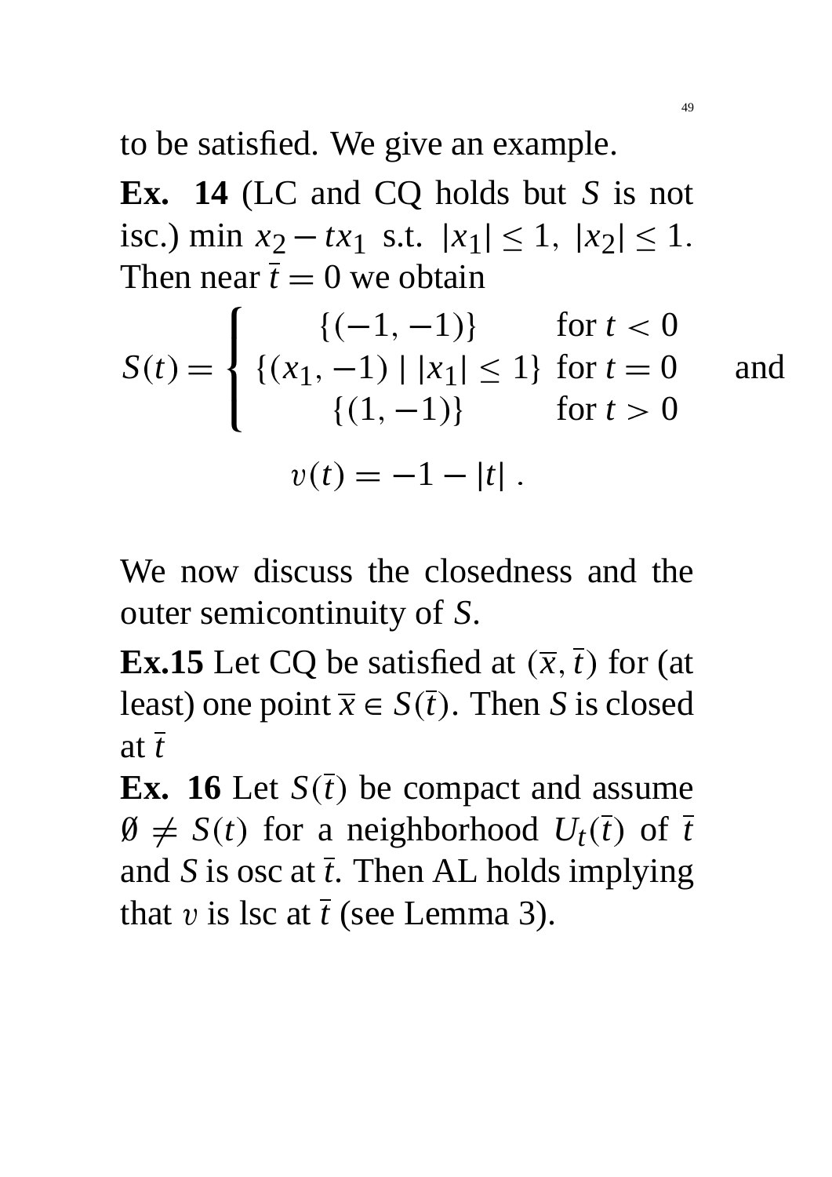to be satisfied. We give an example.

**Ex. 14** (LC and CQ holds but $S$ is not isc.) min $x_2 - tx_1$ s.t. $|x_1| \le 1,\ |x_2| \le 1.$ Then near $\bar{t} = 0$ we obtain

$$S(t) = \begin{cases} \{(-1,-1)\} & \text{for } t < 0 \\ \{(x_1,-1) \mid |x_1| \le 1\} & \text{for } t = 0 \\ \{(1,-1)\} & \text{for } t > 0 \end{cases} \quad \text{and}$$

$$v(t) = -1 - |t| \ .$$

We now discuss the closedness and the outer semicontinuity of $S$.

**Ex.15** Let CQ be satisfied at $(\overline{x}, \bar{t})$ for (at least) one point $\overline{x} \in S(\bar{t})$. Then $S$ is closed at $\bar{t}$

**Ex. 16** Let $S(\bar{t})$ be compact and assume $\emptyset \ne S(t)$ for a neighborhood $U_t(\bar{t})$ of $\bar{t}$ and $S$ is osc at $\bar{t}$. Then AL holds implying that $v$ is lsc at $\bar{t}$ (see Lemma 3).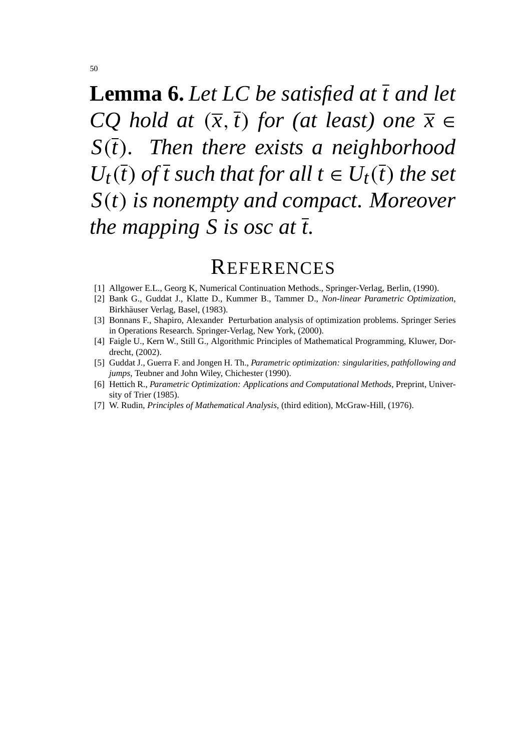**Lemma 6.** *Let LC be satisfied at $\bar{t}$ and let CQ hold at $(\bar{x}, \bar{t})$ for (at least) one $\bar{x} \in S(\bar{t})$. Then there exists a neighborhood $U_t(\bar{t})$ of $\bar{t}$ such that for all $t \in U_t(\bar{t})$ the set $S(t)$ is nonempty and compact. Moreover the mapping $S$ is osc at $\bar{t}$.*

## REFERENCES

[1] Allgower E.L., Georg K, Numerical Continuation Methods., Springer-Verlag, Berlin, (1990).

[2] Bank G., Guddat J., Klatte D., Kummer B., Tammer D., *Non-linear Parametric Optimization*, Birkhäuser Verlag, Basel, (1983).

[3] Bonnans F., Shapiro, Alexander Perturbation analysis of optimization problems. Springer Series in Operations Research. Springer-Verlag, New York, (2000).

[4] Faigle U., Kern W., Still G., Algorithmic Principles of Mathematical Programming, Kluwer, Dordrecht, (2002).

[5] Guddat J., Guerra F. and Jongen H. Th., *Parametric optimization: singularities, pathfollowing and jumps*, Teubner and John Wiley, Chichester (1990).

[6] Hettich R., *Parametric Optimization: Applications and Computational Methods*, Preprint, University of Trier (1985).

[7] W. Rudin, *Principles of Mathematical Analysis*, (third edition), McGraw-Hill, (1976).